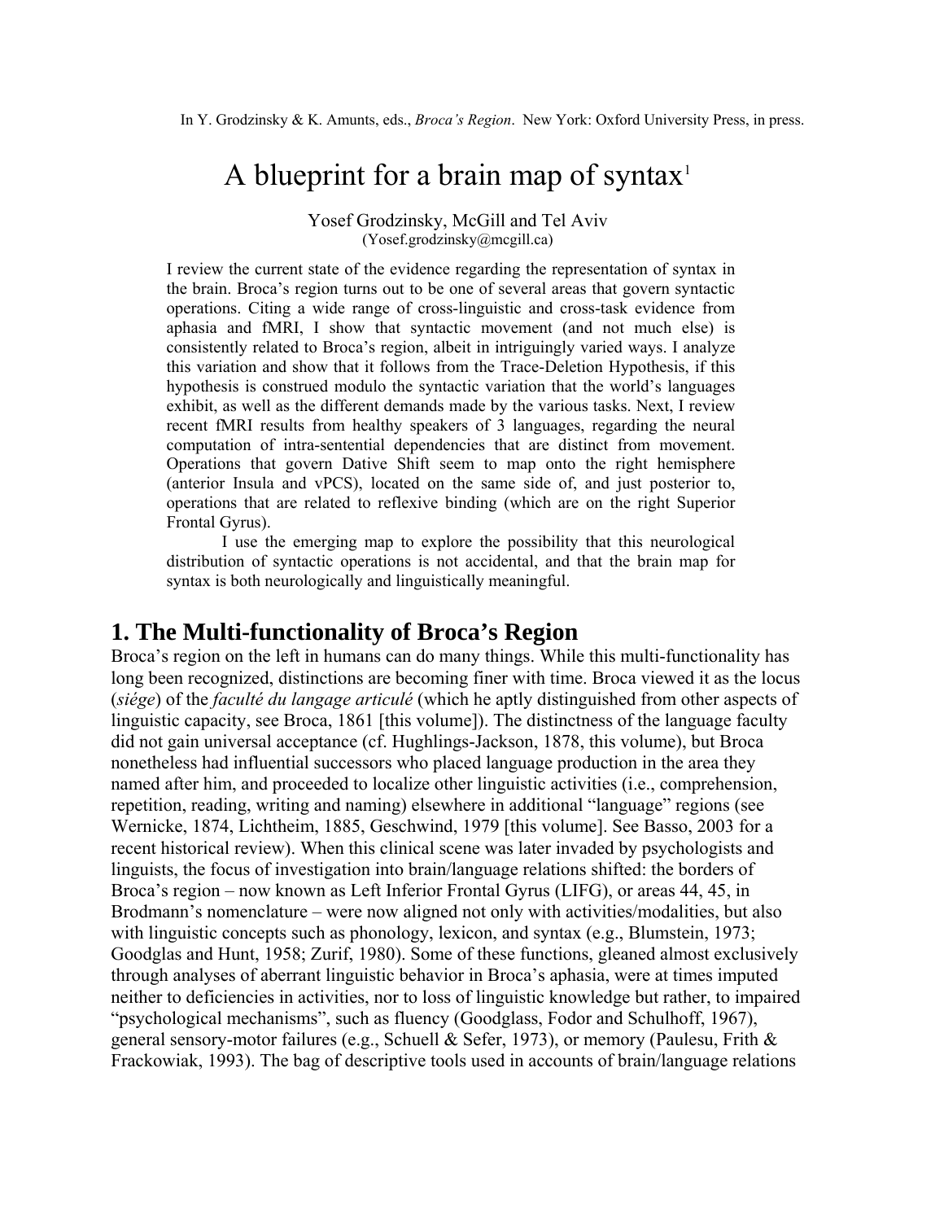In Y. Grodzinsky & K. Amunts, eds., *Broca's Region*. New York: Oxford University Press, in press.

# A blueprint for a brain map of syntax[1]

Yosef Grodzinsky, McGill and Tel Aviv
(Yosef.grodzinsky@mcgill.ca)

I review the current state of the evidence regarding the representation of syntax in the brain. Broca's region turns out to be one of several areas that govern syntactic operations. Citing a wide range of cross-linguistic and cross-task evidence from aphasia and fMRI, I show that syntactic movement (and not much else) is consistently related to Broca's region, albeit in intriguingly varied ways. I analyze this variation and show that it follows from the Trace-Deletion Hypothesis, if this hypothesis is construed modulo the syntactic variation that the world's languages exhibit, as well as the different demands made by the various tasks. Next, I review recent fMRI results from healthy speakers of 3 languages, regarding the neural computation of intra-sentential dependencies that are distinct from movement. Operations that govern Dative Shift seem to map onto the right hemisphere (anterior Insula and vPCS), located on the same side of, and just posterior to, operations that are related to reflexive binding (which are on the right Superior Frontal Gyrus).

I use the emerging map to explore the possibility that this neurological distribution of syntactic operations is not accidental, and that the brain map for syntax is both neurologically and linguistically meaningful.

## 1. The Multi-functionality of Broca's Region

Broca's region on the left in humans can do many things. While this multi-functionality has long been recognized, distinctions are becoming finer with time. Broca viewed it as the locus (*siége*) of the *faculté du langage articulé* (which he aptly distinguished from other aspects of linguistic capacity, see Broca, 1861 [this volume]). The distinctness of the language faculty did not gain universal acceptance (cf. Hughlings-Jackson, 1878, this volume), but Broca nonetheless had influential successors who placed language production in the area they named after him, and proceeded to localize other linguistic activities (i.e., comprehension, repetition, reading, writing and naming) elsewhere in additional "language" regions (see Wernicke, 1874, Lichtheim, 1885, Geschwind, 1979 [this volume]. See Basso, 2003 for a recent historical review). When this clinical scene was later invaded by psychologists and linguists, the focus of investigation into brain/language relations shifted: the borders of Broca's region – now known as Left Inferior Frontal Gyrus (LIFG), or areas 44, 45, in Brodmann's nomenclature – were now aligned not only with activities/modalities, but also with linguistic concepts such as phonology, lexicon, and syntax (e.g., Blumstein, 1973; Goodglas and Hunt, 1958; Zurif, 1980). Some of these functions, gleaned almost exclusively through analyses of aberrant linguistic behavior in Broca's aphasia, were at times imputed neither to deficiencies in activities, nor to loss of linguistic knowledge but rather, to impaired "psychological mechanisms", such as fluency (Goodglass, Fodor and Schulhoff, 1967), general sensory-motor failures (e.g., Schuell & Sefer, 1973), or memory (Paulesu, Frith & Frackowiak, 1993). The bag of descriptive tools used in accounts of brain/language relations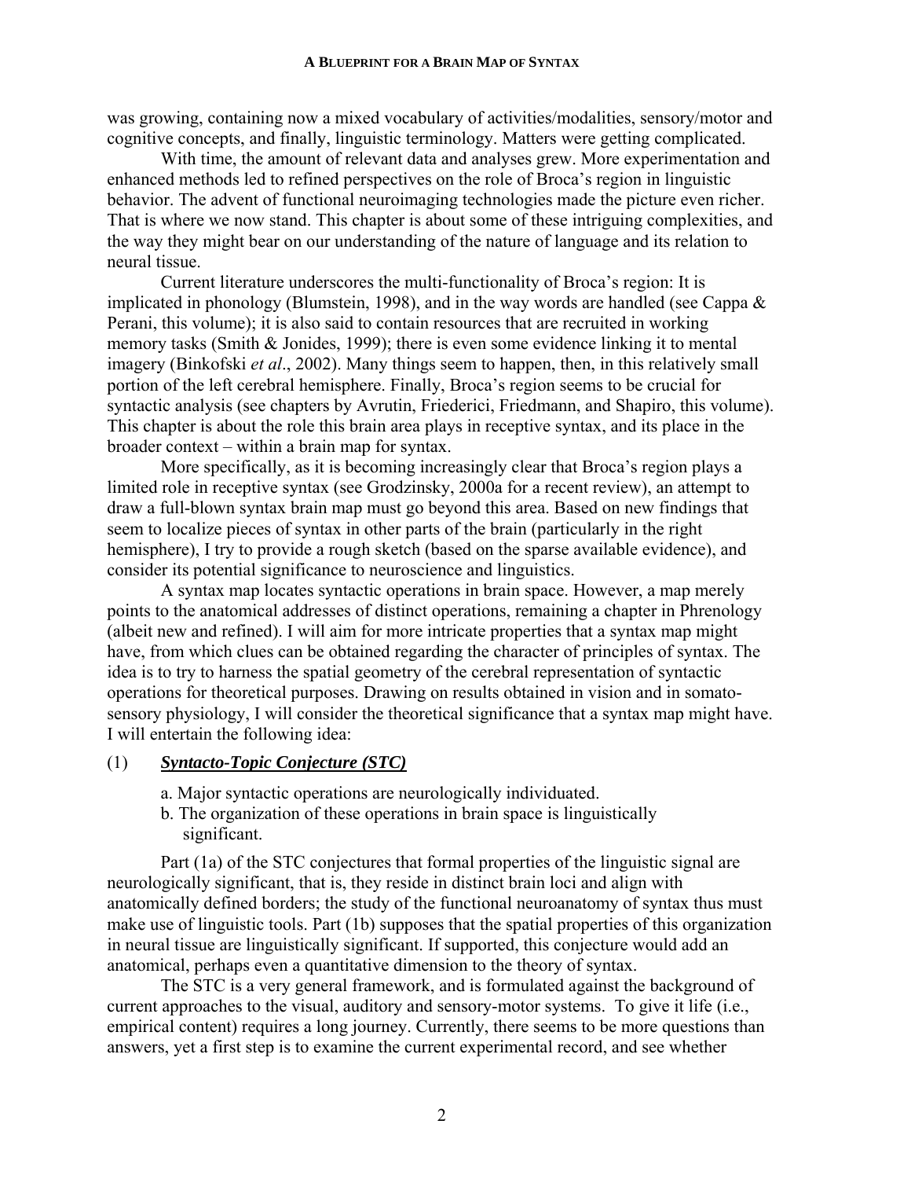was growing, containing now a mixed vocabulary of activities/modalities, sensory/motor and cognitive concepts, and finally, linguistic terminology. Matters were getting complicated.

With time, the amount of relevant data and analyses grew. More experimentation and enhanced methods led to refined perspectives on the role of Broca's region in linguistic behavior. The advent of functional neuroimaging technologies made the picture even richer. That is where we now stand. This chapter is about some of these intriguing complexities, and the way they might bear on our understanding of the nature of language and its relation to neural tissue.

Current literature underscores the multi-functionality of Broca's region: It is implicated in phonology (Blumstein, 1998), and in the way words are handled (see Cappa & Perani, this volume); it is also said to contain resources that are recruited in working memory tasks (Smith & Jonides, 1999); there is even some evidence linking it to mental imagery (Binkofski *et al*., 2002). Many things seem to happen, then, in this relatively small portion of the left cerebral hemisphere. Finally, Broca's region seems to be crucial for syntactic analysis (see chapters by Avrutin, Friederici, Friedmann, and Shapiro, this volume). This chapter is about the role this brain area plays in receptive syntax, and its place in the broader context – within a brain map for syntax.

More specifically, as it is becoming increasingly clear that Broca's region plays a limited role in receptive syntax (see Grodzinsky, 2000a for a recent review), an attempt to draw a full-blown syntax brain map must go beyond this area. Based on new findings that seem to localize pieces of syntax in other parts of the brain (particularly in the right hemisphere), I try to provide a rough sketch (based on the sparse available evidence), and consider its potential significance to neuroscience and linguistics.

A syntax map locates syntactic operations in brain space. However, a map merely points to the anatomical addresses of distinct operations, remaining a chapter in Phrenology (albeit new and refined). I will aim for more intricate properties that a syntax map might have, from which clues can be obtained regarding the character of principles of syntax. The idea is to try to harness the spatial geometry of the cerebral representation of syntactic operations for theoretical purposes. Drawing on results obtained in vision and in somato-sensory physiology, I will consider the theoretical significance that a syntax map might have. I will entertain the following idea:

(1) ***Syntacto-Topic Conjecture (STC)***

a. Major syntactic operations are neurologically individuated.
b. The organization of these operations in brain space is linguistically significant.

Part (1a) of the STC conjectures that formal properties of the linguistic signal are neurologically significant, that is, they reside in distinct brain loci and align with anatomically defined borders; the study of the functional neuroanatomy of syntax thus must make use of linguistic tools. Part (1b) supposes that the spatial properties of this organization in neural tissue are linguistically significant. If supported, this conjecture would add an anatomical, perhaps even a quantitative dimension to the theory of syntax.

The STC is a very general framework, and is formulated against the background of current approaches to the visual, auditory and sensory-motor systems. To give it life (i.e., empirical content) requires a long journey. Currently, there seems to be more questions than answers, yet a first step is to examine the current experimental record, and see whether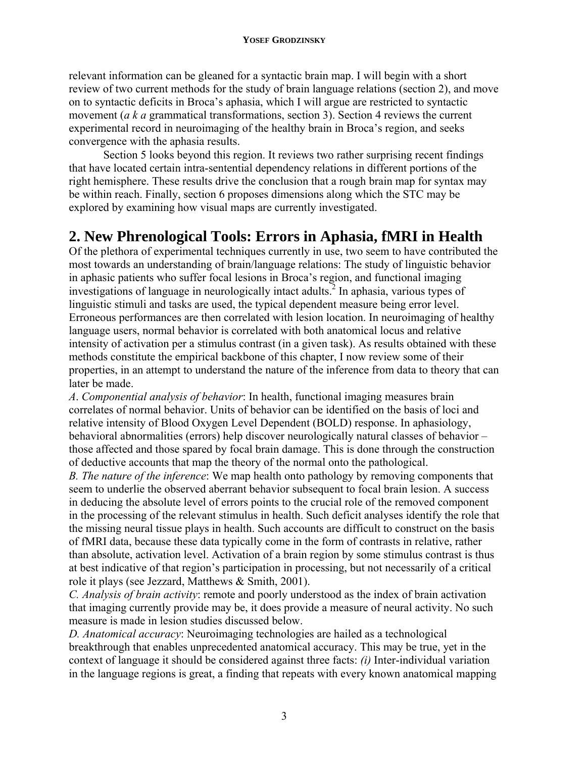relevant information can be gleaned for a syntactic brain map. I will begin with a short review of two current methods for the study of brain language relations (section 2), and move on to syntactic deficits in Broca's aphasia, which I will argue are restricted to syntactic movement (*a k a* grammatical transformations, section 3). Section 4 reviews the current experimental record in neuroimaging of the healthy brain in Broca's region, and seeks convergence with the aphasia results.

Section 5 looks beyond this region. It reviews two rather surprising recent findings that have located certain intra-sentential dependency relations in different portions of the right hemisphere. These results drive the conclusion that a rough brain map for syntax may be within reach. Finally, section 6 proposes dimensions along which the STC may be explored by examining how visual maps are currently investigated.

## 2. New Phrenological Tools: Errors in Aphasia, fMRI in Health

Of the plethora of experimental techniques currently in use, two seem to have contributed the most towards an understanding of brain/language relations: The study of linguistic behavior in aphasic patients who suffer focal lesions in Broca's region, and functional imaging investigations of language in neurologically intact adults.[2] In aphasia, various types of linguistic stimuli and tasks are used, the typical dependent measure being error level. Erroneous performances are then correlated with lesion location. In neuroimaging of healthy language users, normal behavior is correlated with both anatomical locus and relative intensity of activation per a stimulus contrast (in a given task). As results obtained with these methods constitute the empirical backbone of this chapter, I now review some of their properties, in an attempt to understand the nature of the inference from data to theory that can later be made.

*A. Componential analysis of behavior*: In health, functional imaging measures brain correlates of normal behavior. Units of behavior can be identified on the basis of loci and relative intensity of Blood Oxygen Level Dependent (BOLD) response. In aphasiology, behavioral abnormalities (errors) help discover neurologically natural classes of behavior – those affected and those spared by focal brain damage. This is done through the construction of deductive accounts that map the theory of the normal onto the pathological.

*B. The nature of the inference*: We map health onto pathology by removing components that seem to underlie the observed aberrant behavior subsequent to focal brain lesion. A success in deducing the absolute level of errors points to the crucial role of the removed component in the processing of the relevant stimulus in health. Such deficit analyses identify the role that the missing neural tissue plays in health. Such accounts are difficult to construct on the basis of fMRI data, because these data typically come in the form of contrasts in relative, rather than absolute, activation level. Activation of a brain region by some stimulus contrast is thus at best indicative of that region's participation in processing, but not necessarily of a critical role it plays (see Jezzard, Matthews & Smith, 2001).

*C. Analysis of brain activity*: remote and poorly understood as the index of brain activation that imaging currently provide may be, it does provide a measure of neural activity. No such measure is made in lesion studies discussed below.

*D. Anatomical accuracy*: Neuroimaging technologies are hailed as a technological breakthrough that enables unprecedented anatomical accuracy. This may be true, yet in the context of language it should be considered against three facts: *(i)* Inter-individual variation in the language regions is great, a finding that repeats with every known anatomical mapping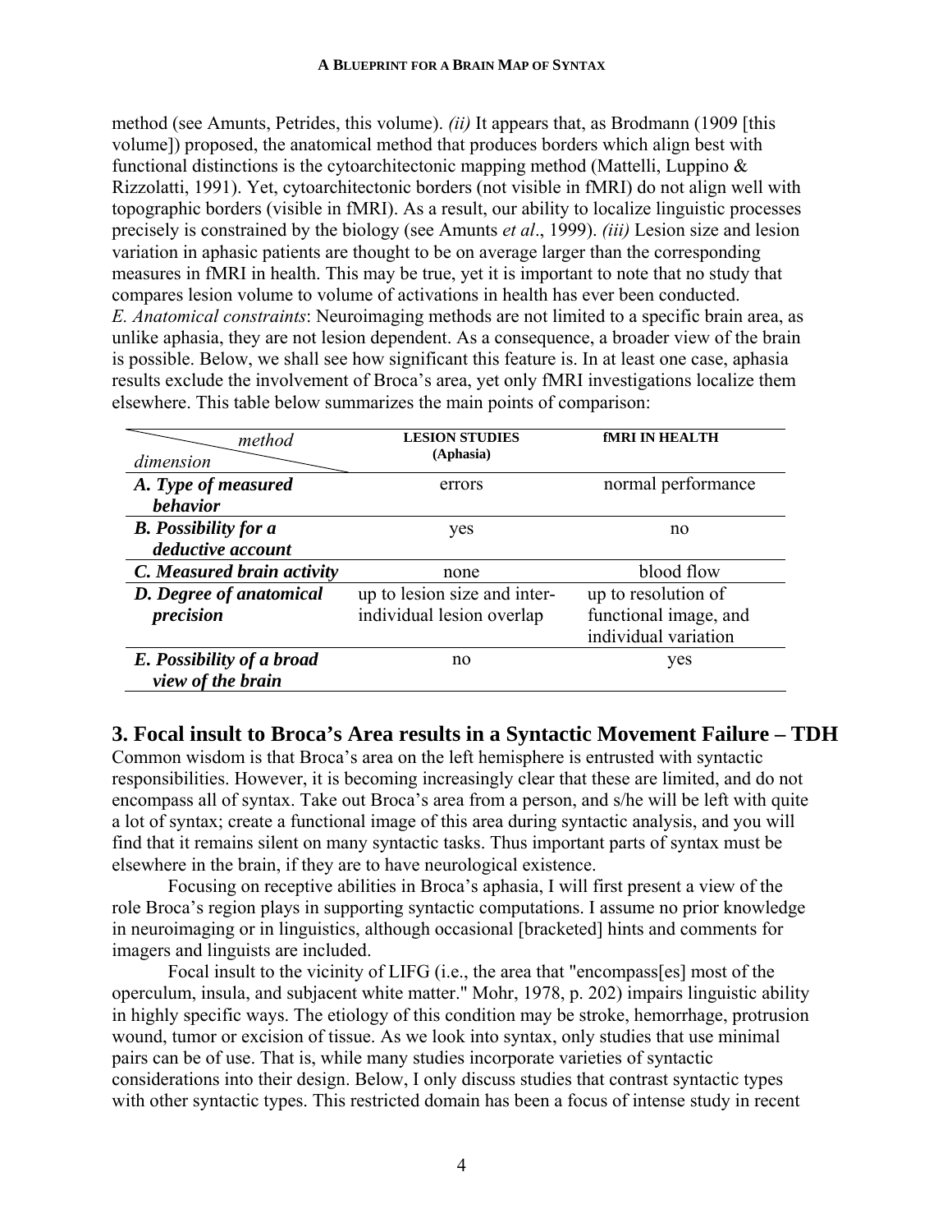method (see Amunts, Petrides, this volume). *(ii)* It appears that, as Brodmann (1909 [this volume]) proposed, the anatomical method that produces borders which align best with functional distinctions is the cytoarchitectonic mapping method (Mattelli, Luppino & Rizzolatti, 1991). Yet, cytoarchitectonic borders (not visible in fMRI) do not align well with topographic borders (visible in fMRI). As a result, our ability to localize linguistic processes precisely is constrained by the biology (see Amunts *et al*., 1999). *(iii)* Lesion size and lesion variation in aphasic patients are thought to be on average larger than the corresponding measures in fMRI in health. This may be true, yet it is important to note that no study that compares lesion volume to volume of activations in health has ever been conducted.
*E. Anatomical constraints*: Neuroimaging methods are not limited to a specific brain area, as unlike aphasia, they are not lesion dependent. As a consequence, a broader view of the brain is possible. Below, we shall see how significant this feature is. In at least one case, aphasia results exclude the involvement of Broca's area, yet only fMRI investigations localize them elsewhere. This table below summarizes the main points of comparison:

| *method* / *dimension* | **LESION STUDIES (Aphasia)** | **fMRI IN HEALTH** |
|---|---|---|
| ***A. Type of measured behavior*** | errors | normal performance |
| ***B. Possibility for a deductive account*** | yes | no |
| ***C. Measured brain activity*** | none | blood flow |
| ***D. Degree of anatomical precision*** | up to lesion size and inter-individual lesion overlap | up to resolution of functional image, and individual variation |
| ***E. Possibility of a broad view of the brain*** | no | yes |

## 3. Focal insult to Broca's Area results in a Syntactic Movement Failure – TDH

Common wisdom is that Broca's area on the left hemisphere is entrusted with syntactic responsibilities. However, it is becoming increasingly clear that these are limited, and do not encompass all of syntax. Take out Broca's area from a person, and s/he will be left with quite a lot of syntax; create a functional image of this area during syntactic analysis, and you will find that it remains silent on many syntactic tasks. Thus important parts of syntax must be elsewhere in the brain, if they are to have neurological existence.

Focusing on receptive abilities in Broca's aphasia, I will first present a view of the role Broca's region plays in supporting syntactic computations. I assume no prior knowledge in neuroimaging or in linguistics, although occasional [bracketed] hints and comments for imagers and linguists are included.

Focal insult to the vicinity of LIFG (i.e., the area that "encompass[es] most of the operculum, insula, and subjacent white matter." Mohr, 1978, p. 202) impairs linguistic ability in highly specific ways. The etiology of this condition may be stroke, hemorrhage, protrusion wound, tumor or excision of tissue. As we look into syntax, only studies that use minimal pairs can be of use. That is, while many studies incorporate varieties of syntactic considerations into their design. Below, I only discuss studies that contrast syntactic types with other syntactic types. This restricted domain has been a focus of intense study in recent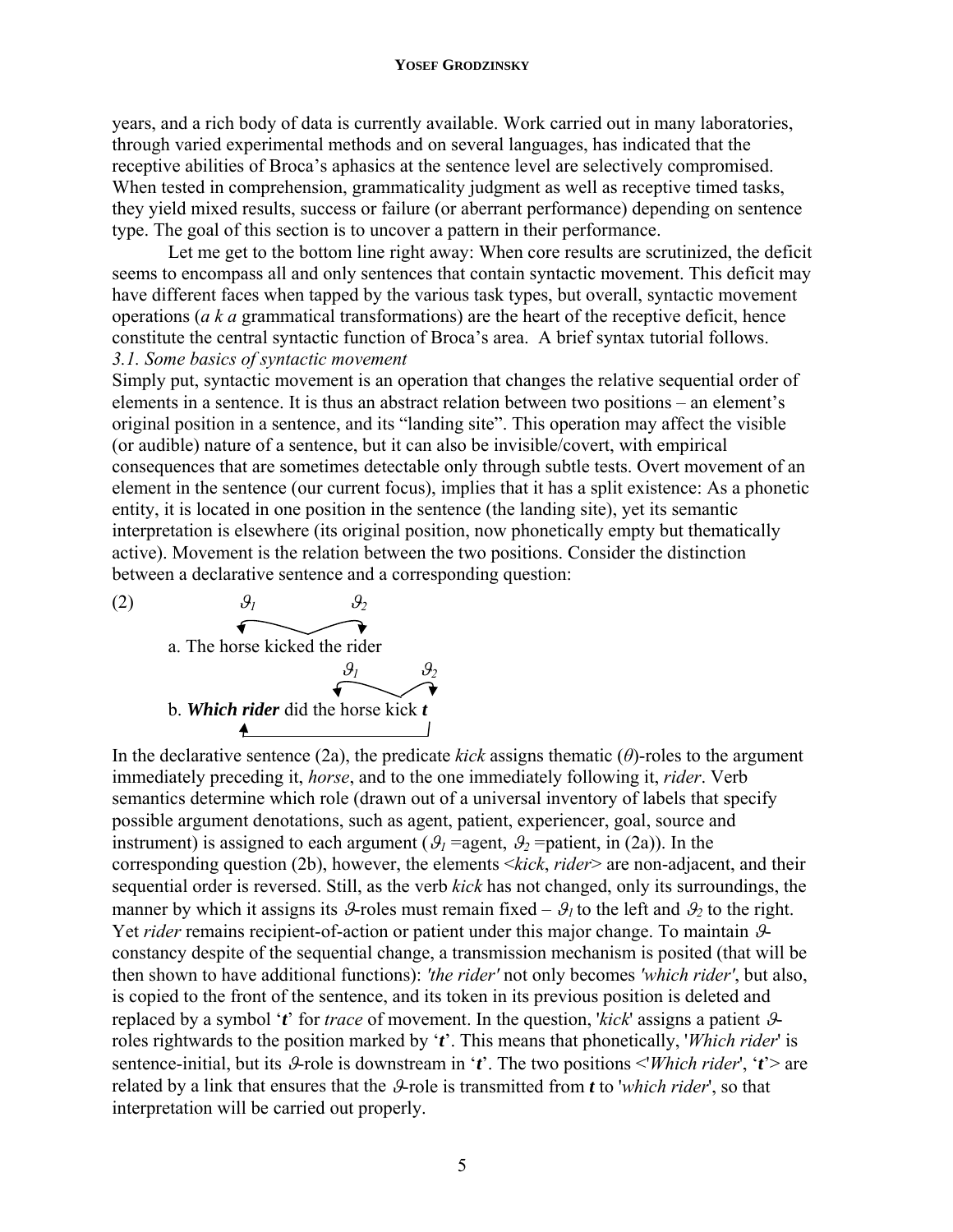years, and a rich body of data is currently available. Work carried out in many laboratories, through varied experimental methods and on several languages, has indicated that the receptive abilities of Broca's aphasics at the sentence level are selectively compromised. When tested in comprehension, grammaticality judgment as well as receptive timed tasks, they yield mixed results, success or failure (or aberrant performance) depending on sentence type. The goal of this section is to uncover a pattern in their performance.

Let me get to the bottom line right away: When core results are scrutinized, the deficit seems to encompass all and only sentences that contain syntactic movement. This deficit may have different faces when tapped by the various task types, but overall, syntactic movement operations (*a k a* grammatical transformations) are the heart of the receptive deficit, hence constitute the central syntactic function of Broca's area. A brief syntax tutorial follows.

### *3.1. Some basics of syntactic movement*

Simply put, syntactic movement is an operation that changes the relative sequential order of elements in a sentence. It is thus an abstract relation between two positions – an element's original position in a sentence, and its "landing site". This operation may affect the visible (or audible) nature of a sentence, but it can also be invisible/covert, with empirical consequences that are sometimes detectable only through subtle tests. Overt movement of an element in the sentence (our current focus), implies that it has a split existence: As a phonetic entity, it is located in one position in the sentence (the landing site), yet its semantic interpretation is elsewhere (its original position, now phonetically empty but thematically active). Movement is the relation between the two positions. Consider the distinction between a declarative sentence and a corresponding question:

(2)
$\vartheta_1$ $\vartheta_2$
a. The horse kicked the rider
$\vartheta_1$ $\vartheta_2$
b. ***Which rider*** did the horse kick ***t***

In the declarative sentence (2a), the predicate *kick* assigns thematic ($\theta$)-roles to the argument immediately preceding it, *horse*, and to the one immediately following it, *rider*. Verb semantics determine which role (drawn out of a universal inventory of labels that specify possible argument denotations, such as agent, patient, experiencer, goal, source and instrument) is assigned to each argument ($\vartheta_1$ =agent, $\vartheta_2$ =patient, in (2a)). In the corresponding question (2b), however, the elements <*kick*, *rider*> are non-adjacent, and their sequential order is reversed. Still, as the verb *kick* has not changed, only its surroundings, the manner by which it assigns its $\vartheta$-roles must remain fixed – $\vartheta_1$ to the left and $\vartheta_2$ to the right. Yet *rider* remains recipient-of-action or patient under this major change. To maintain $\vartheta$-constancy despite of the sequential change, a transmission mechanism is posited (that will be then shown to have additional functions): *'the rider'* not only becomes *'which rider'*, but also, is copied to the front of the sentence, and its token in its previous position is deleted and replaced by a symbol '***t***' for *trace* of movement. In the question, '*kick*' assigns a patient $\vartheta$-roles rightwards to the position marked by '***t***'. This means that phonetically, '*Which rider*' is sentence-initial, but its $\vartheta$-role is downstream in '***t***'. The two positions <'*Which rider*', '***t***'> are related by a link that ensures that the $\vartheta$-role is transmitted from ***t*** to '*which rider*', so that interpretation will be carried out properly.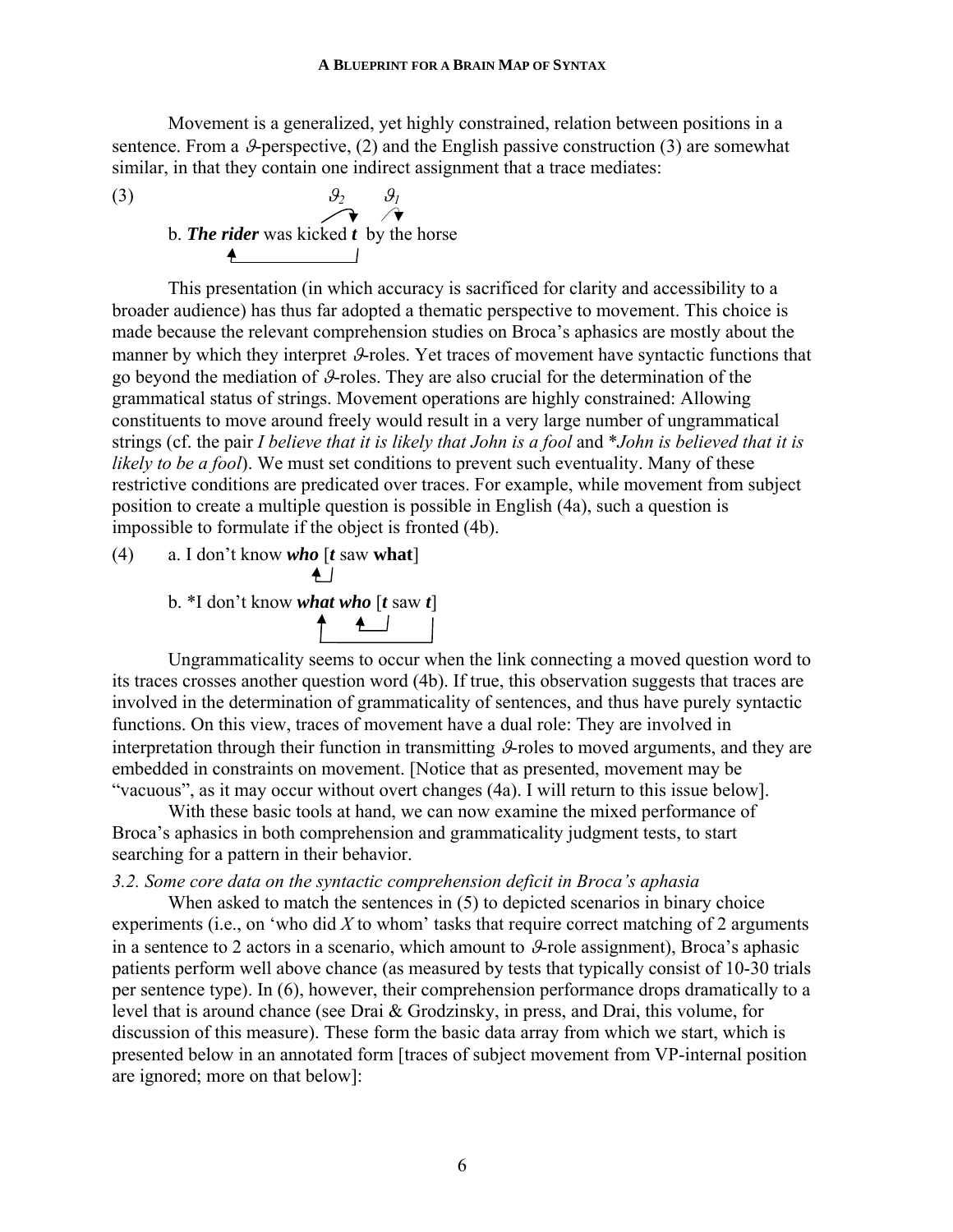Movement is a generalized, yet highly constrained, relation between positions in a sentence. From a $\vartheta$-perspective, (2) and the English passive construction (3) are somewhat similar, in that they contain one indirect assignment that a trace mediates:

(3) $\vartheta_2$ $\vartheta_1$

b. ***The rider*** was kicked ***t*** by the horse

This presentation (in which accuracy is sacrificed for clarity and accessibility to a broader audience) has thus far adopted a thematic perspective to movement. This choice is made because the relevant comprehension studies on Broca's aphasics are mostly about the manner by which they interpret $\vartheta$-roles. Yet traces of movement have syntactic functions that go beyond the mediation of $\vartheta$-roles. They are also crucial for the determination of the grammatical status of strings. Movement operations are highly constrained: Allowing constituents to move around freely would result in a very large number of ungrammatical strings (cf. the pair *I believe that it is likely that John is a fool* and **John is believed that it is likely to be a fool*). We must set conditions to prevent such eventuality. Many of these restrictive conditions are predicated over traces. For example, while movement from subject position to create a multiple question is possible in English (4a), such a question is impossible to formulate if the object is fronted (4b).

(4) a. I don't know ***who*** [***t*** saw **what**]

b. *I don't know ***what who*** [***t*** saw ***t***]

Ungrammaticality seems to occur when the link connecting a moved question word to its traces crosses another question word (4b). If true, this observation suggests that traces are involved in the determination of grammaticality of sentences, and thus have purely syntactic functions. On this view, traces of movement have a dual role: They are involved in interpretation through their function in transmitting $\vartheta$-roles to moved arguments, and they are embedded in constraints on movement. [Notice that as presented, movement may be "vacuous", as it may occur without overt changes (4a). I will return to this issue below].

With these basic tools at hand, we can now examine the mixed performance of Broca's aphasics in both comprehension and grammaticality judgment tests, to start searching for a pattern in their behavior.

### *3.2. Some core data on the syntactic comprehension deficit in Broca's aphasia*

When asked to match the sentences in (5) to depicted scenarios in binary choice experiments (i.e., on 'who did *X* to whom' tasks that require correct matching of 2 arguments in a sentence to 2 actors in a scenario, which amount to $\vartheta$-role assignment), Broca's aphasic patients perform well above chance (as measured by tests that typically consist of 10-30 trials per sentence type). In (6), however, their comprehension performance drops dramatically to a level that is around chance (see Drai & Grodzinsky, in press, and Drai, this volume, for discussion of this measure). These form the basic data array from which we start, which is presented below in an annotated form [traces of subject movement from VP-internal position are ignored; more on that below]: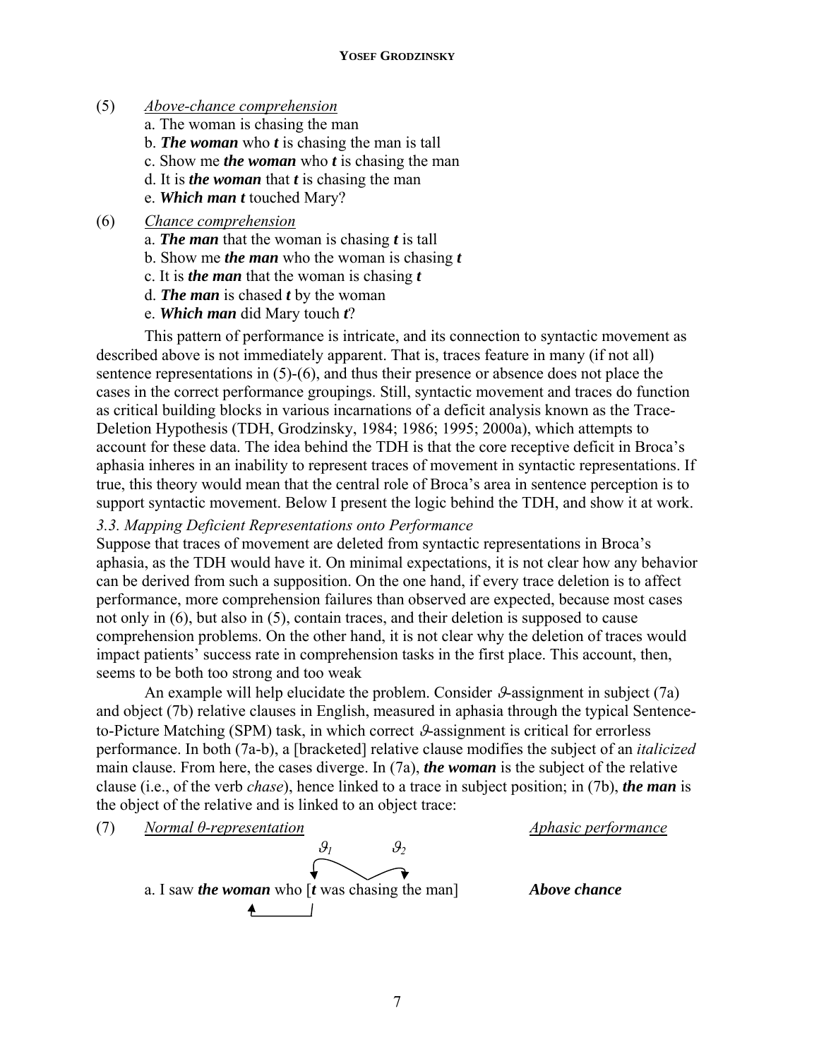(5) *Above-chance comprehension*

a. The woman is chasing the man
b. ***The woman*** who ***t*** is chasing the man is tall
c. Show me ***the woman*** who ***t*** is chasing the man
d. It is ***the woman*** that ***t*** is chasing the man
e. ***Which man t*** touched Mary?

(6) *Chance comprehension*

a. ***The man*** that the woman is chasing ***t*** is tall
b. Show me ***the man*** who the woman is chasing ***t***
c. It is ***the man*** that the woman is chasing ***t***
d. ***The man*** is chased ***t*** by the woman
e. ***Which man*** did Mary touch ***t***?

This pattern of performance is intricate, and its connection to syntactic movement as described above is not immediately apparent. That is, traces feature in many (if not all) sentence representations in (5)-(6), and thus their presence or absence does not place the cases in the correct performance groupings. Still, syntactic movement and traces do function as critical building blocks in various incarnations of a deficit analysis known as the Trace-Deletion Hypothesis (TDH, Grodzinsky, 1984; 1986; 1995; 2000a), which attempts to account for these data. The idea behind the TDH is that the core receptive deficit in Broca's aphasia inheres in an inability to represent traces of movement in syntactic representations. If true, this theory would mean that the central role of Broca's area in sentence perception is to support syntactic movement. Below I present the logic behind the TDH, and show it at work.

### *3.3. Mapping Deficient Representations onto Performance*

Suppose that traces of movement are deleted from syntactic representations in Broca's aphasia, as the TDH would have it. On minimal expectations, it is not clear how any behavior can be derived from such a supposition. On the one hand, if every trace deletion is to affect performance, more comprehension failures than observed are expected, because most cases not only in (6), but also in (5), contain traces, and their deletion is supposed to cause comprehension problems. On the other hand, it is not clear why the deletion of traces would impact patients' success rate in comprehension tasks in the first place. This account, then, seems to be both too strong and too weak

An example will help elucidate the problem. Consider $\vartheta$-assignment in subject (7a) and object (7b) relative clauses in English, measured in aphasia through the typical Sentence-to-Picture Matching (SPM) task, in which correct $\vartheta$-assignment is critical for errorless performance. In both (7a-b), a [bracketed] relative clause modifies the subject of an *italicized* main clause. From here, the cases diverge. In (7a), ***the woman*** is the subject of the relative clause (i.e., of the verb *chase*), hence linked to a trace in subject position; in (7b), ***the man*** is the object of the relative and is linked to an object trace:

(7) *Normal θ-representation* — *Aphasic performance*

a. I saw ***the woman*** who [***t*** was chasing the man] ($\vartheta_1$ assigned to ***t***, $\vartheta_2$ to *the man*) — ***Above chance***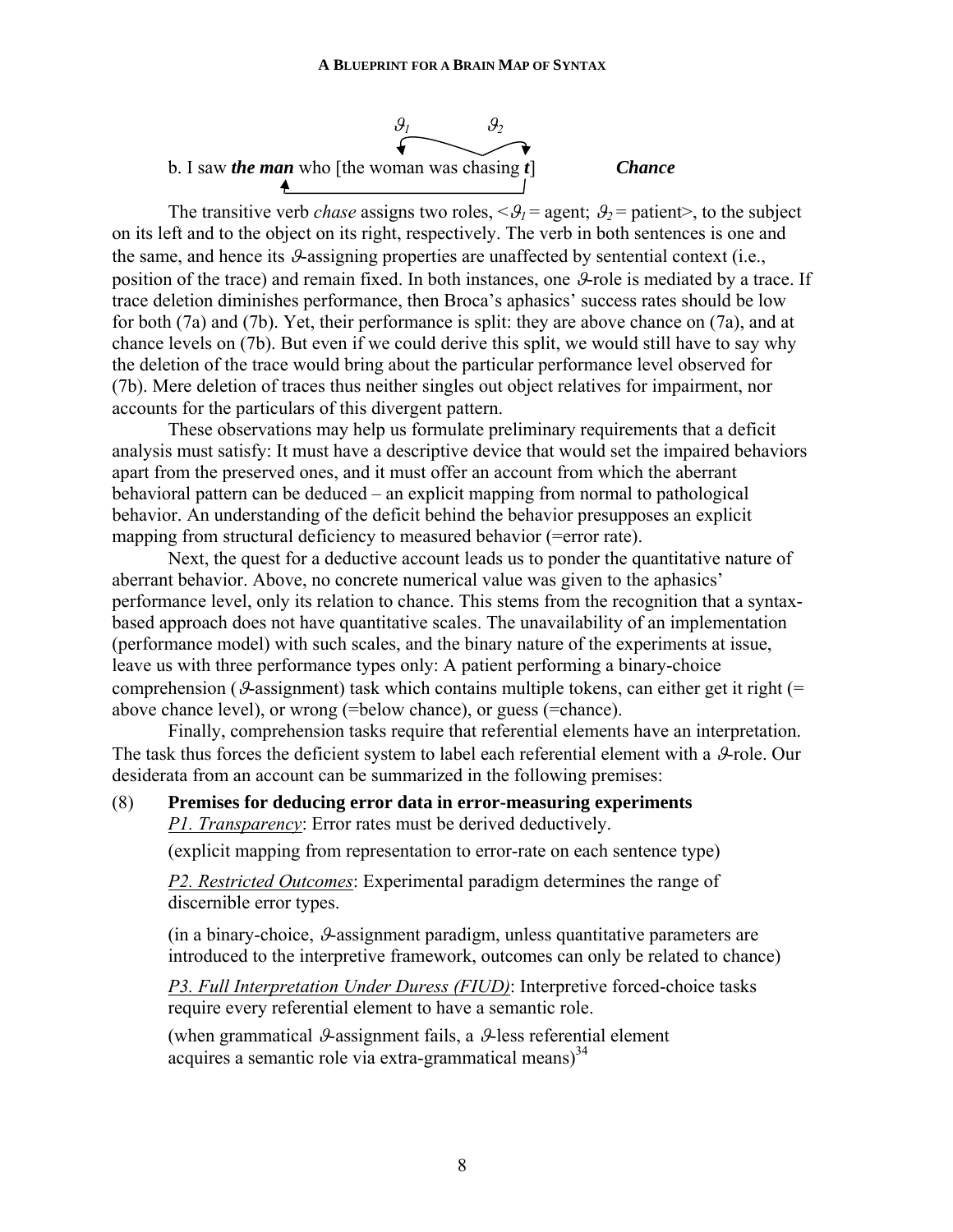$\vartheta_1$ $\vartheta_2$

b. I saw ***the man*** who [the woman was chasing ***t***] ***Chance***

The transitive verb *chase* assigns two roles, <$\vartheta_1$ = agent; $\vartheta_2$ = patient>, to the subject on its left and to the object on its right, respectively. The verb in both sentences is one and the same, and hence its $\vartheta$-assigning properties are unaffected by sentential context (i.e., position of the trace) and remain fixed. In both instances, one $\vartheta$-role is mediated by a trace. If trace deletion diminishes performance, then Broca's aphasics' success rates should be low for both (7a) and (7b). Yet, their performance is split: they are above chance on (7a), and at chance levels on (7b). But even if we could derive this split, we would still have to say why the deletion of the trace would bring about the particular performance level observed for (7b). Mere deletion of traces thus neither singles out object relatives for impairment, nor accounts for the particulars of this divergent pattern.

These observations may help us formulate preliminary requirements that a deficit analysis must satisfy: It must have a descriptive device that would set the impaired behaviors apart from the preserved ones, and it must offer an account from which the aberrant behavioral pattern can be deduced – an explicit mapping from normal to pathological behavior. An understanding of the deficit behind the behavior presupposes an explicit mapping from structural deficiency to measured behavior (=error rate).

Next, the quest for a deductive account leads us to ponder the quantitative nature of aberrant behavior. Above, no concrete numerical value was given to the aphasics' performance level, only its relation to chance. This stems from the recognition that a syntax-based approach does not have quantitative scales. The unavailability of an implementation (performance model) with such scales, and the binary nature of the experiments at issue, leave us with three performance types only: A patient performing a binary-choice comprehension ($\vartheta$-assignment) task which contains multiple tokens, can either get it right (= above chance level), or wrong (=below chance), or guess (=chance).

Finally, comprehension tasks require that referential elements have an interpretation. The task thus forces the deficient system to label each referential element with a $\vartheta$-role. Our desiderata from an account can be summarized in the following premises:

(8) **Premises for deducing error data in error-measuring experiments**

<u>*P1. Transparency*</u>: Error rates must be derived deductively.

(explicit mapping from representation to error-rate on each sentence type)

<u>*P2. Restricted Outcomes*</u>: Experimental paradigm determines the range of discernible error types.

(in a binary-choice, $\vartheta$-assignment paradigm, unless quantitative parameters are introduced to the interpretive framework, outcomes can only be related to chance)

<u>*P3. Full Interpretation Under Duress (FIUD)*</u>: Interpretive forced-choice tasks require every referential element to have a semantic role.

(when grammatical $\vartheta$-assignment fails, a $\vartheta$-less referential element acquires a semantic role via extra-grammatical means)[34]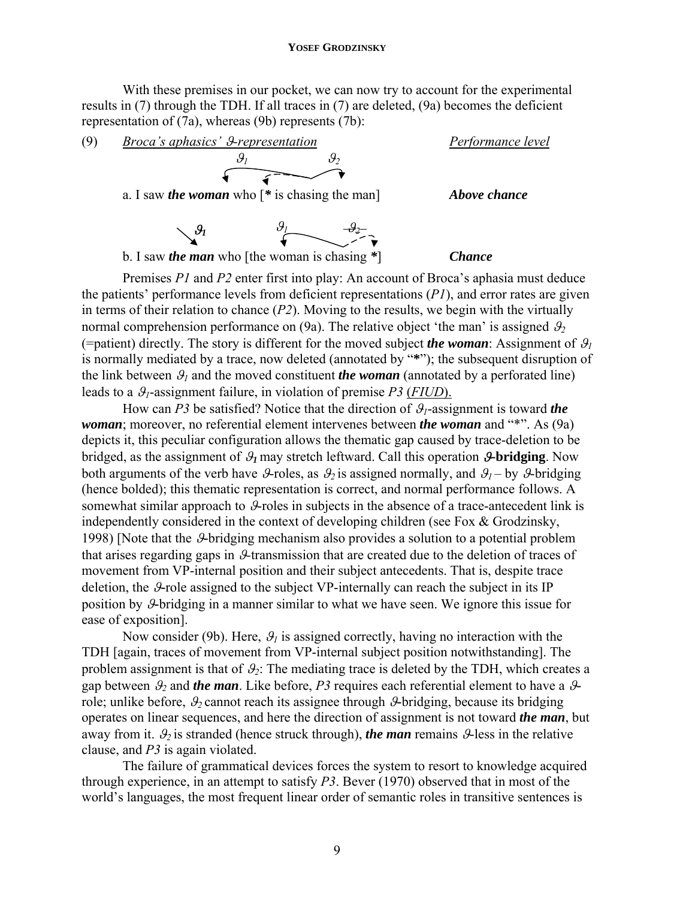With these premises in our pocket, we can now try to account for the experimental results in (7) through the TDH. If all traces in (7) are deleted, (9a) becomes the deficient representation of (7a), whereas (9b) represents (7b):

(9) *Broca's aphasics' $\vartheta$-representation* *Performance level*

$\vartheta_1$ $\vartheta_2$

a. I saw ***the woman*** who [* is chasing the man] ***Above chance***

$\boldsymbol{\vartheta_1}$ $\vartheta_1$ ~~$\vartheta_2$~~

b. I saw ***the man*** who [the woman is chasing *] ***Chance***

Premises *P1* and *P2* enter first into play: An account of Broca's aphasia must deduce the patients' performance levels from deficient representations (*P1*), and error rates are given in terms of their relation to chance (*P2*). Moving to the results, we begin with the virtually normal comprehension performance on (9a). The relative object 'the man' is assigned $\vartheta_2$ (=patient) directly. The story is different for the moved subject ***the woman***: Assignment of $\vartheta_1$ is normally mediated by a trace, now deleted (annotated by "*"); the subsequent disruption of the link between $\vartheta_1$ and the moved constituent ***the woman*** (annotated by a perforated line) leads to a $\vartheta_1$-assignment failure, in violation of premise *P3* (*FIUD*).

How can *P3* be satisfied? Notice that the direction of $\vartheta_1$-assignment is toward ***the woman***; moreover, no referential element intervenes between ***the woman*** and "*". As (9a) depicts it, this peculiar configuration allows the thematic gap caused by trace-deletion to be bridged, as the assignment of $\boldsymbol{\vartheta_1}$ may stretch leftward. Call this operation **$\vartheta$-bridging**. Now both arguments of the verb have $\vartheta$-roles, as $\vartheta_2$ is assigned normally, and $\vartheta_1$ – by $\vartheta$-bridging (hence bolded); this thematic representation is correct, and normal performance follows. A somewhat similar approach to $\vartheta$-roles in subjects in the absence of a trace-antecedent link is independently considered in the context of developing children (see Fox & Grodzinsky, 1998) [Note that the $\vartheta$-bridging mechanism also provides a solution to a potential problem that arises regarding gaps in $\vartheta$-transmission that are created due to the deletion of traces of movement from VP-internal position and their subject antecedents. That is, despite trace deletion, the $\vartheta$-role assigned to the subject VP-internally can reach the subject in its IP position by $\vartheta$-bridging in a manner similar to what we have seen. We ignore this issue for ease of exposition].

Now consider (9b). Here, $\vartheta_1$ is assigned correctly, having no interaction with the TDH [again, traces of movement from VP-internal subject position notwithstanding]. The problem assignment is that of $\vartheta_2$: The mediating trace is deleted by the TDH, which creates a gap between $\vartheta_2$ and ***the man***. Like before, *P3* requires each referential element to have a $\vartheta$-role; unlike before, $\vartheta_2$ cannot reach its assignee through $\vartheta$-bridging, because its bridging operates on linear sequences, and here the direction of assignment is not toward ***the man***, but away from it. $\vartheta_2$ is stranded (hence struck through), ***the man*** remains $\vartheta$-less in the relative clause, and *P3* is again violated.

The failure of grammatical devices forces the system to resort to knowledge acquired through experience, in an attempt to satisfy *P3*. Bever (1970) observed that in most of the world's languages, the most frequent linear order of semantic roles in transitive sentences is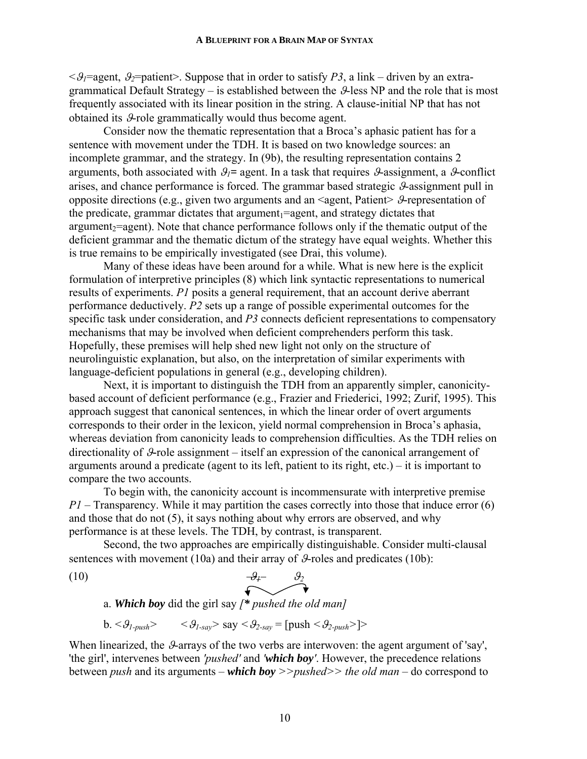$<\vartheta_1$=agent, $\vartheta_2$=patient>. Suppose that in order to satisfy *P3*, a link – driven by an extra-grammatical Default Strategy – is established between the $\vartheta$-less NP and the role that is most frequently associated with its linear position in the string. A clause-initial NP that has not obtained its $\vartheta$-role grammatically would thus become agent.

Consider now the thematic representation that a Broca's aphasic patient has for a sentence with movement under the TDH. It is based on two knowledge sources: an incomplete grammar, and the strategy. In (9b), the resulting representation contains 2 arguments, both associated with $\vartheta_1$= agent. In a task that requires $\vartheta$-assignment, a $\vartheta$-conflict arises, and chance performance is forced. The grammar based strategic $\vartheta$-assignment pull in opposite directions (e.g., given two arguments and an <agent, Patient> $\vartheta$-representation of the predicate, grammar dictates that $\text{argument}_1$=agent, and strategy dictates that $\text{argument}_2$=agent). Note that chance performance follows only if the thematic output of the deficient grammar and the thematic dictum of the strategy have equal weights. Whether this is true remains to be empirically investigated (see Drai, this volume).

Many of these ideas have been around for a while. What is new here is the explicit formulation of interpretive principles (8) which link syntactic representations to numerical results of experiments. *P1* posits a general requirement, that an account derive aberrant performance deductively. *P2* sets up a range of possible experimental outcomes for the specific task under consideration, and *P3* connects deficient representations to compensatory mechanisms that may be involved when deficient comprehenders perform this task. Hopefully, these premises will help shed new light not only on the structure of neurolinguistic explanation, but also, on the interpretation of similar experiments with language-deficient populations in general (e.g., developing children).

Next, it is important to distinguish the TDH from an apparently simpler, canonicity-based account of deficient performance (e.g., Frazier and Friederici, 1992; Zurif, 1995). This approach suggest that canonical sentences, in which the linear order of overt arguments corresponds to their order in the lexicon, yield normal comprehension in Broca's aphasia, whereas deviation from canonicity leads to comprehension difficulties. As the TDH relies on directionality of $\vartheta$-role assignment – itself an expression of the canonical arrangement of arguments around a predicate (agent to its left, patient to its right, etc.) – it is important to compare the two accounts.

To begin with, the canonicity account is incommensurate with interpretive premise *P1* – Transparency. While it may partition the cases correctly into those that induce error (6) and those that do not (5), it says nothing about why errors are observed, and why performance is at these levels. The TDH, by contrast, is transparent.

Second, the two approaches are empirically distinguishable. Consider multi-clausal sentences with movement (10a) and their array of $\vartheta$-roles and predicates (10b):

(10) $\qquad\qquad\qquad\qquad$ ~~$\vartheta_1$~~ $\qquad$ $\vartheta_2$

a. ***Which boy*** did the girl say *[**\*** pushed the old man]*

b. $<\vartheta_{1\text{-}push}>$ $\quad$ $<\vartheta_{1\text{-}say}>$ say $<\vartheta_{2\text{-}say}$ = [push $<\vartheta_{2\text{-}push}>$]>

When linearized, the $\vartheta$-arrays of the two verbs are interwoven: the agent argument of 'say', 'the girl', intervenes between *'pushed'* and *'**which boy**'*. However, the precedence relations between *push* and its arguments – ***which boy*** *>>pushed>> the old man* – do correspond to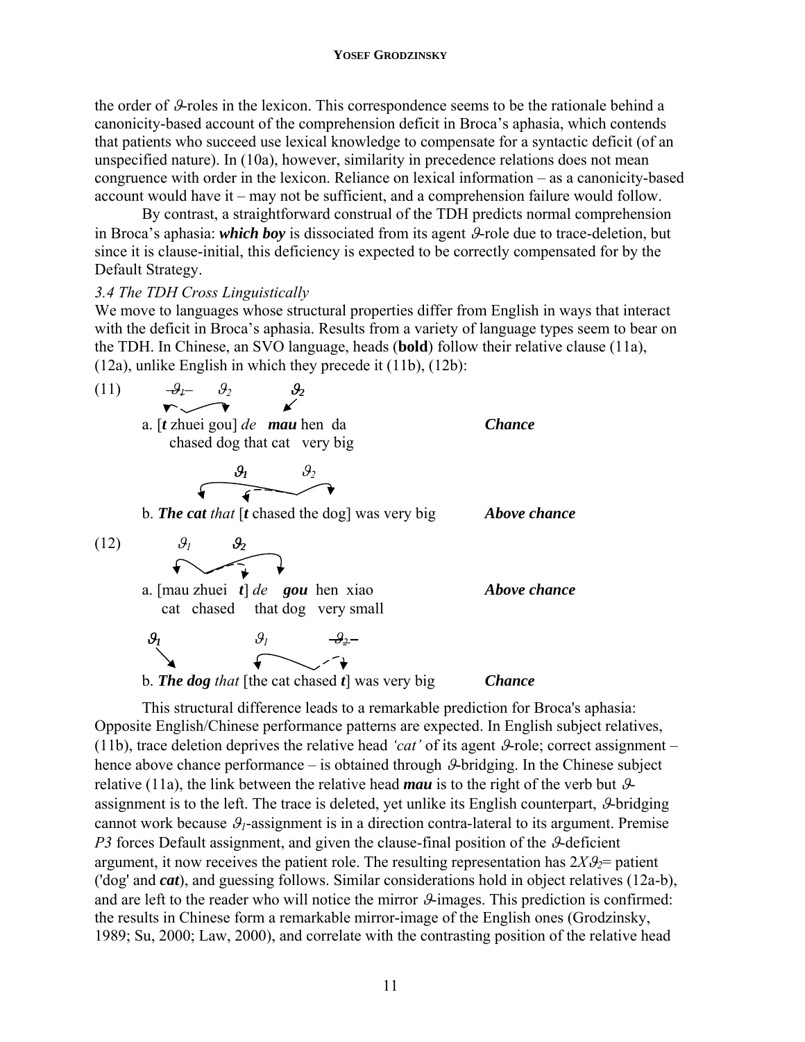the order of $\vartheta$-roles in the lexicon. This correspondence seems to be the rationale behind a canonicity-based account of the comprehension deficit in Broca's aphasia, which contends that patients who succeed use lexical knowledge to compensate for a syntactic deficit (of an unspecified nature). In (10a), however, similarity in precedence relations does not mean congruence with order in the lexicon. Reliance on lexical information – as a canonicity-based account would have it – may not be sufficient, and a comprehension failure would follow.

By contrast, a straightforward construal of the TDH predicts normal comprehension in Broca's aphasia: ***which boy*** is dissociated from its agent $\vartheta$-role due to trace-deletion, but since it is clause-initial, this deficiency is expected to be correctly compensated for by the Default Strategy.

*3.4 The TDH Cross Linguistically*

We move to languages whose structural properties differ from English in ways that interact with the deficit in Broca's aphasia. Results from a variety of language types seem to bear on the TDH. In Chinese, an SVO language, heads (**bold**) follow their relative clause (11a), (12a), unlike English in which they precede it (11b), (12b):

(11) &nbsp;&nbsp;&nbsp; ~~$\vartheta_1$~~ &nbsp; $\vartheta_2$ &nbsp;&nbsp; $\boldsymbol{\vartheta_2}$

a. [***t*** zhuei gou] *de* &nbsp; ***mau*** hen da &nbsp;&nbsp;&nbsp;&nbsp;&nbsp;&nbsp;&nbsp;&nbsp; ***Chance***
&nbsp;&nbsp;&nbsp; chased dog that cat &nbsp; very big

&nbsp;&nbsp;&nbsp;&nbsp;&nbsp;&nbsp;&nbsp;&nbsp; $\boldsymbol{\vartheta_1}$ &nbsp;&nbsp;&nbsp; $\vartheta_2$

b. ***The cat*** *that* [***t*** chased the dog] was very big &nbsp;&nbsp;&nbsp;&nbsp; ***Above chance***

(12) &nbsp;&nbsp;&nbsp; $\vartheta_1$ &nbsp;&nbsp; $\boldsymbol{\vartheta_2}$

a. [mau zhuei &nbsp; ***t***] *de* &nbsp; ***gou*** hen xiao &nbsp;&nbsp;&nbsp;&nbsp;&nbsp;&nbsp;&nbsp;&nbsp; ***Above chance***
&nbsp;&nbsp;&nbsp; cat &nbsp; chased &nbsp;&nbsp; that dog &nbsp; very small

$\boldsymbol{\vartheta_1}$ &nbsp;&nbsp;&nbsp;&nbsp;&nbsp;&nbsp;&nbsp;&nbsp; $\vartheta_1$ &nbsp;&nbsp;&nbsp; ~~$\vartheta_2$~~

b. ***The dog*** *that* [the cat chased ***t***] was very big &nbsp;&nbsp;&nbsp;&nbsp; ***Chance***

This structural difference leads to a remarkable prediction for Broca's aphasia: Opposite English/Chinese performance patterns are expected. In English subject relatives, (11b), trace deletion deprives the relative head *'cat'* of its agent $\vartheta$-role; correct assignment – hence above chance performance – is obtained through $\vartheta$-bridging. In the Chinese subject relative (11a), the link between the relative head ***mau*** is to the right of the verb but $\vartheta$-assignment is to the left. The trace is deleted, yet unlike its English counterpart, $\vartheta$-bridging cannot work because $\vartheta_1$-assignment is in a direction contra-lateral to its argument. Premise *P3* forces Default assignment, and given the clause-final position of the $\vartheta$-deficient argument, it now receives the patient role. The resulting representation has $2X\vartheta_2$= patient ('dog' and ***cat***), and guessing follows. Similar considerations hold in object relatives (12a-b), and are left to the reader who will notice the mirror $\vartheta$-images. This prediction is confirmed: the results in Chinese form a remarkable mirror-image of the English ones (Grodzinsky, 1989; Su, 2000; Law, 2000), and correlate with the contrasting position of the relative head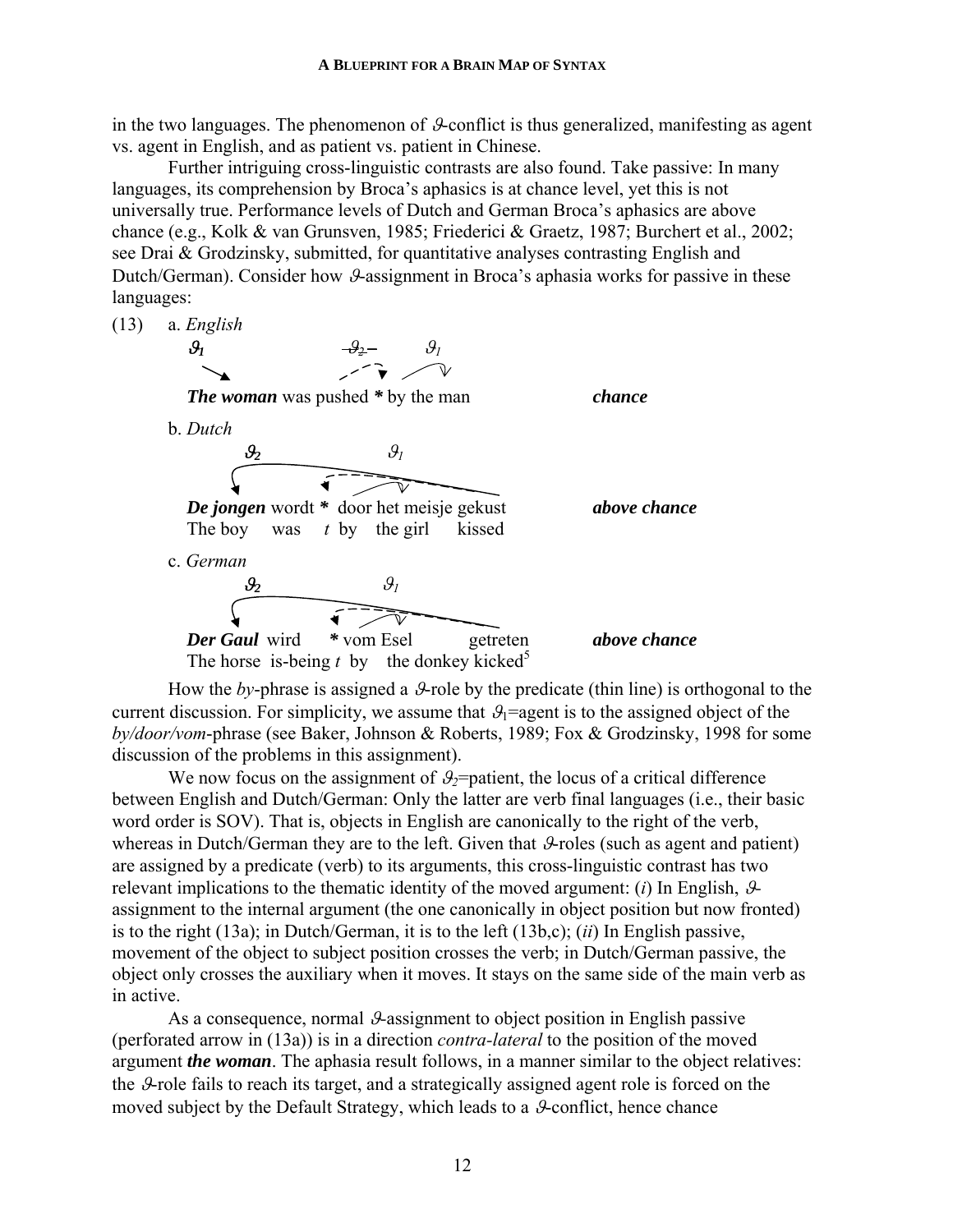in the two languages. The phenomenon of $\vartheta$-conflict is thus generalized, manifesting as agent vs. agent in English, and as patient vs. patient in Chinese.

Further intriguing cross-linguistic contrasts are also found. Take passive: In many languages, its comprehension by Broca's aphasics is at chance level, yet this is not universally true. Performance levels of Dutch and German Broca's aphasics are above chance (e.g., Kolk & van Grunsven, 1985; Friederici & Graetz, 1987; Burchert et al., 2002; see Drai & Grodzinsky, submitted, for quantitative analyses contrasting English and Dutch/German). Consider how $\vartheta$-assignment in Broca's aphasia works for passive in these languages:

(13) a. *English*

$\vartheta_1$ $\quad$ ~~$\vartheta_2$~~ $\quad$ $\vartheta_1$

***The woman*** was pushed * by the man $\qquad$ ***chance***

b. *Dutch*

$\vartheta_2$ $\quad$ $\vartheta_1$

***De jongen*** wordt * door het meisje gekust $\qquad$ ***above chance***
The boy was *t* by the girl kissed

c. *German*

$\vartheta_2$ $\quad$ $\vartheta_1$

***Der Gaul*** wird * vom Esel getreten $\qquad$ ***above chance***
The horse is-being *t* by the donkey kicked[5]

How the *by*-phrase is assigned a $\vartheta$-role by the predicate (thin line) is orthogonal to the current discussion. For simplicity, we assume that $\vartheta_1$=agent is to the assigned object of the *by/door/vom*-phrase (see Baker, Johnson & Roberts, 1989; Fox & Grodzinsky, 1998 for some discussion of the problems in this assignment).

We now focus on the assignment of $\vartheta_2$=patient, the locus of a critical difference between English and Dutch/German: Only the latter are verb final languages (i.e., their basic word order is SOV). That is, objects in English are canonically to the right of the verb, whereas in Dutch/German they are to the left. Given that $\vartheta$-roles (such as agent and patient) are assigned by a predicate (verb) to its arguments, this cross-linguistic contrast has two relevant implications to the thematic identity of the moved argument: (*i*) In English, $\vartheta$-assignment to the internal argument (the one canonically in object position but now fronted) is to the right (13a); in Dutch/German, it is to the left (13b,c); (*ii*) In English passive, movement of the object to subject position crosses the verb; in Dutch/German passive, the object only crosses the auxiliary when it moves. It stays on the same side of the main verb as in active.

As a consequence, normal $\vartheta$-assignment to object position in English passive (perforated arrow in (13a)) is in a direction *contra-lateral* to the position of the moved argument ***the woman***. The aphasia result follows, in a manner similar to the object relatives: the $\vartheta$-role fails to reach its target, and a strategically assigned agent role is forced on the moved subject by the Default Strategy, which leads to a $\vartheta$-conflict, hence chance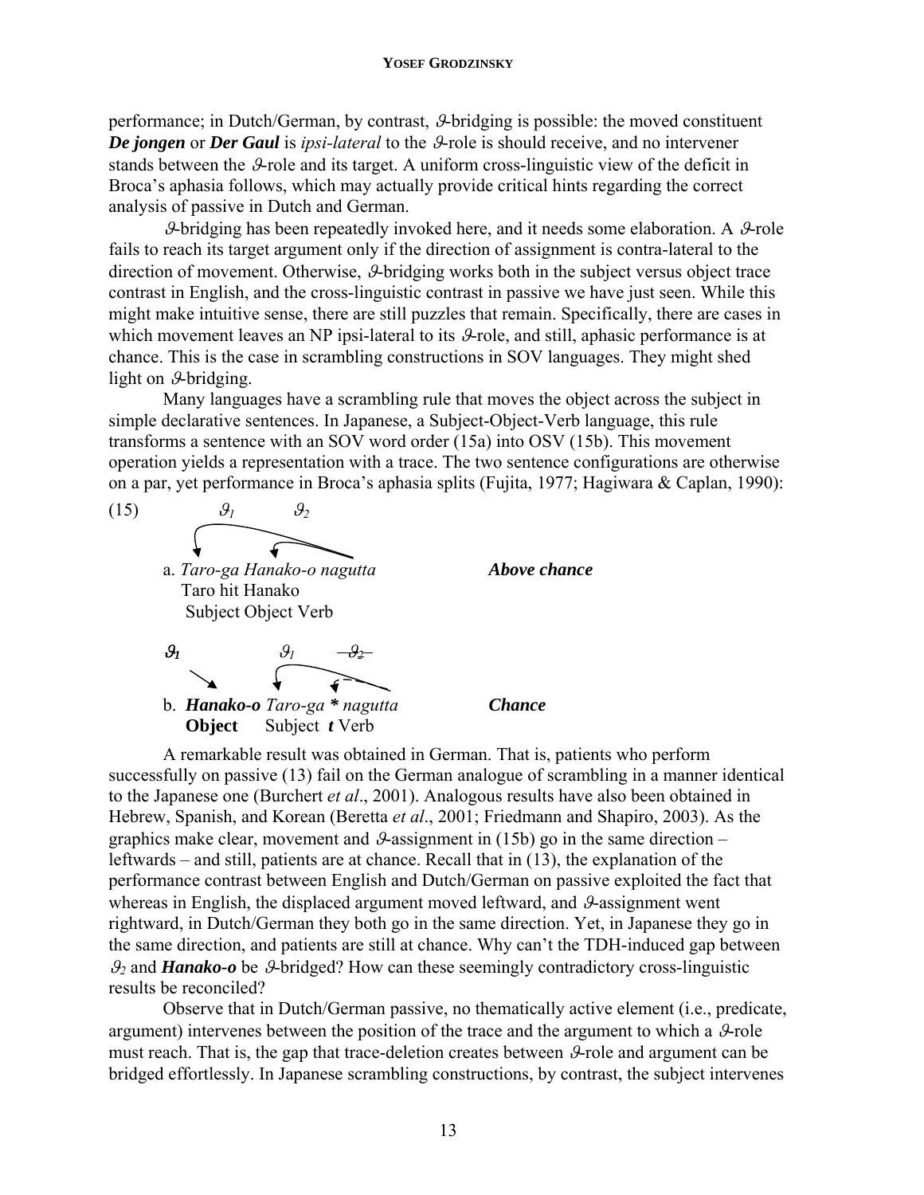performance; in Dutch/German, by contrast, $\vartheta$-bridging is possible: the moved constituent ***De jongen*** or ***Der Gaul*** is *ipsi-lateral* to the $\vartheta$-role is should receive, and no intervener stands between the $\vartheta$-role and its target. A uniform cross-linguistic view of the deficit in Broca's aphasia follows, which may actually provide critical hints regarding the correct analysis of passive in Dutch and German.

$\vartheta$-bridging has been repeatedly invoked here, and it needs some elaboration. A $\vartheta$-role fails to reach its target argument only if the direction of assignment is contra-lateral to the direction of movement. Otherwise, $\vartheta$-bridging works both in the subject versus object trace contrast in English, and the cross-linguistic contrast in passive we have just seen. While this might make intuitive sense, there are still puzzles that remain. Specifically, there are cases in which movement leaves an NP ipsi-lateral to its $\vartheta$-role, and still, aphasic performance is at chance. This is the case in scrambling constructions in SOV languages. They might shed light on $\vartheta$-bridging.

Many languages have a scrambling rule that moves the object across the subject in simple declarative sentences. In Japanese, a Subject-Object-Verb language, this rule transforms a sentence with an SOV word order (15a) into OSV (15b). This movement operation yields a representation with a trace. The two sentence configurations are otherwise on a par, yet performance in Broca's aphasia splits (Fujita, 1977; Hagiwara & Caplan, 1990):

(15) $\vartheta_1$ $\vartheta_2$

a. *Taro-ga Hanako-o nagutta* ***Above chance***
Taro hit Hanako
Subject Object Verb

$\vartheta_1$ $\vartheta_1$ ~~$\vartheta_2$~~

b. ***Hanako-o*** *Taro-ga* ***\**** *nagutta* ***Chance***
**Object** Subject ***t*** Verb

A remarkable result was obtained in German. That is, patients who perform successfully on passive (13) fail on the German analogue of scrambling in a manner identical to the Japanese one (Burchert *et al*., 2001). Analogous results have also been obtained in Hebrew, Spanish, and Korean (Beretta *et al*., 2001; Friedmann and Shapiro, 2003). As the graphics make clear, movement and $\vartheta$-assignment in (15b) go in the same direction – leftwards – and still, patients are at chance. Recall that in (13), the explanation of the performance contrast between English and Dutch/German on passive exploited the fact that whereas in English, the displaced argument moved leftward, and $\vartheta$-assignment went rightward, in Dutch/German they both go in the same direction. Yet, in Japanese they go in the same direction, and patients are still at chance. Why can't the TDH-induced gap between $\vartheta_2$ and ***Hanako-o*** be $\vartheta$-bridged? How can these seemingly contradictory cross-linguistic results be reconciled?

Observe that in Dutch/German passive, no thematically active element (i.e., predicate, argument) intervenes between the position of the trace and the argument to which a $\vartheta$-role must reach. That is, the gap that trace-deletion creates between $\vartheta$-role and argument can be bridged effortlessly. In Japanese scrambling constructions, by contrast, the subject intervenes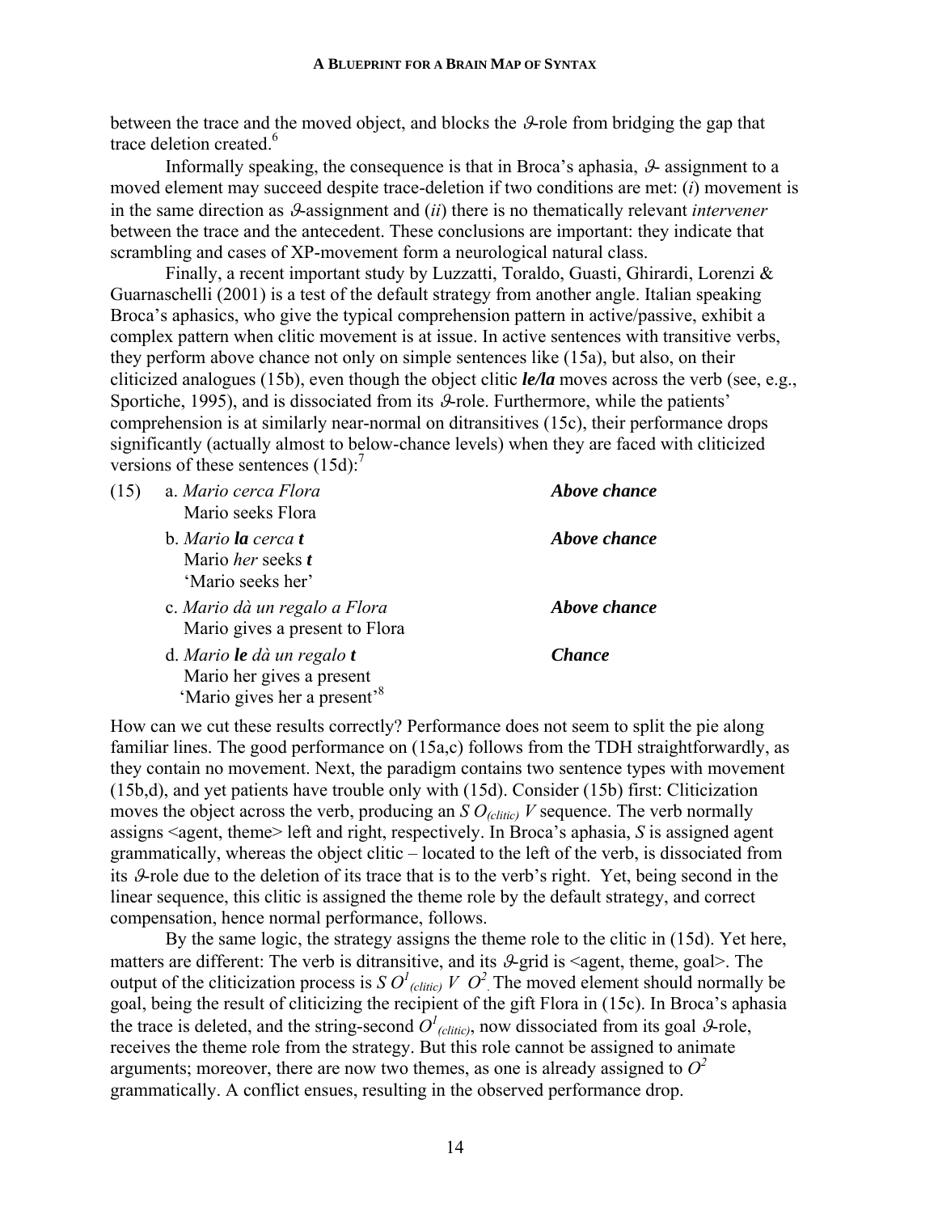between the trace and the moved object, and blocks the $\vartheta$-role from bridging the gap that trace deletion created.[6]

Informally speaking, the consequence is that in Broca's aphasia, $\vartheta$- assignment to a moved element may succeed despite trace-deletion if two conditions are met: (*i*) movement is in the same direction as $\vartheta$-assignment and (*ii*) there is no thematically relevant *intervener* between the trace and the antecedent. These conclusions are important: they indicate that scrambling and cases of XP-movement form a neurological natural class.

Finally, a recent important study by Luzzatti, Toraldo, Guasti, Ghirardi, Lorenzi & Guarnaschelli (2001) is a test of the default strategy from another angle. Italian speaking Broca's aphasics, who give the typical comprehension pattern in active/passive, exhibit a complex pattern when clitic movement is at issue. In active sentences with transitive verbs, they perform above chance not only on simple sentences like (15a), but also, on their cliticized analogues (15b), even though the object clitic ***le/la*** moves across the verb (see, e.g., Sportiche, 1995), and is dissociated from its $\vartheta$-role. Furthermore, while the patients' comprehension is at similarly near-normal on ditransitives (15c), their performance drops significantly (actually almost to below-chance levels) when they are faced with cliticized versions of these sentences (15d):[7]

(15) a. *Mario cerca Flora* — ***Above chance***
   Mario seeks Flora

b. *Mario **la** cerca **t*** — ***Above chance***
   Mario *her* seeks ***t***
   'Mario seeks her'

c. *Mario dà un regalo a Flora* — ***Above chance***
   Mario gives a present to Flora

d. *Mario **le** dà un regalo **t*** — ***Chance***
   Mario her gives a present
   'Mario gives her a present'[8]

How can we cut these results correctly? Performance does not seem to split the pie along familiar lines. The good performance on (15a,c) follows from the TDH straightforwardly, as they contain no movement. Next, the paradigm contains two sentence types with movement (15b,d), and yet patients have trouble only with (15d). Consider (15b) first: Cliticization moves the object across the verb, producing an $S\ O_{(clitic)}\ V$ sequence. The verb normally assigns <agent, theme> left and right, respectively. In Broca's aphasia, *S* is assigned agent grammatically, whereas the object clitic – located to the left of the verb, is dissociated from its $\vartheta$-role due to the deletion of its trace that is to the verb's right. Yet, being second in the linear sequence, this clitic is assigned the theme role by the default strategy, and correct compensation, hence normal performance, follows.

By the same logic, the strategy assigns the theme role to the clitic in (15d). Yet here, matters are different: The verb is ditransitive, and its $\vartheta$-grid is <agent, theme, goal>. The output of the cliticization process is $S\ O^1_{(clitic)}\ V\ O^2$. The moved element should normally be goal, being the result of cliticizing the recipient of the gift Flora in (15c). In Broca's aphasia the trace is deleted, and the string-second $O^1_{(clitic)}$, now dissociated from its goal $\vartheta$-role, receives the theme role from the strategy. But this role cannot be assigned to animate arguments; moreover, there are now two themes, as one is already assigned to $O^2$ grammatically. A conflict ensues, resulting in the observed performance drop.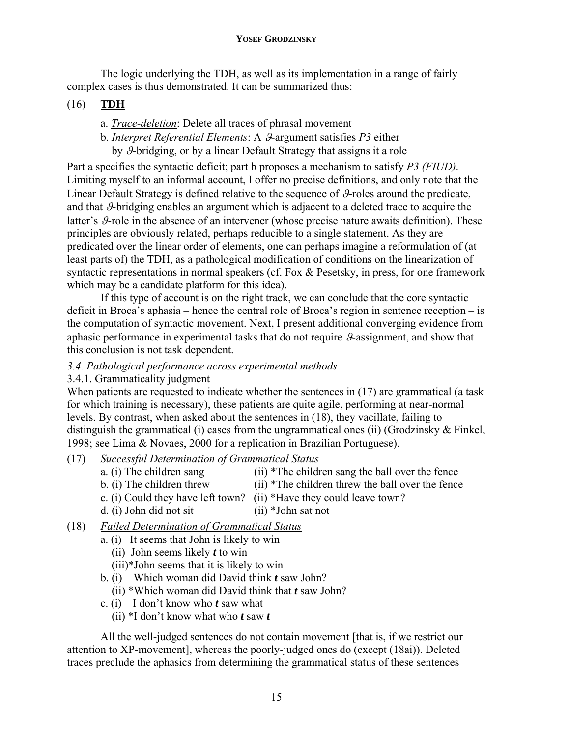The logic underlying the TDH, as well as its implementation in a range of fairly complex cases is thus demonstrated. It can be summarized thus:

(16) **TDH**

a. *Trace-deletion*: Delete all traces of phrasal movement

b. *Interpret Referential Elements*: A $\vartheta$-argument satisfies *P3* either by $\vartheta$-bridging, or by a linear Default Strategy that assigns it a role

Part a specifies the syntactic deficit; part b proposes a mechanism to satisfy *P3 (FIUD)*. Limiting myself to an informal account, I offer no precise definitions, and only note that the Linear Default Strategy is defined relative to the sequence of $\vartheta$-roles around the predicate, and that $\vartheta$-bridging enables an argument which is adjacent to a deleted trace to acquire the latter's $\vartheta$-role in the absence of an intervener (whose precise nature awaits definition). These principles are obviously related, perhaps reducible to a single statement. As they are predicated over the linear order of elements, one can perhaps imagine a reformulation of (at least parts of) the TDH, as a pathological modification of conditions on the linearization of syntactic representations in normal speakers (cf. Fox & Pesetsky, in press, for one framework which may be a candidate platform for this idea).

If this type of account is on the right track, we can conclude that the core syntactic deficit in Broca's aphasia – hence the central role of Broca's region in sentence reception – is the computation of syntactic movement. Next, I present additional converging evidence from aphasic performance in experimental tasks that do not require $\vartheta$-assignment, and show that this conclusion is not task dependent.

### *3.4. Pathological performance across experimental methods*

#### 3.4.1. Grammaticality judgment

When patients are requested to indicate whether the sentences in (17) are grammatical (a task for which training is necessary), these patients are quite agile, performing at near-normal levels. By contrast, when asked about the sentences in (18), they vacillate, failing to distinguish the grammatical (i) cases from the ungrammatical ones (ii) (Grodzinsky & Finkel, 1998; see Lima & Novaes, 2000 for a replication in Brazilian Portuguese).

(17) *Successful Determination of Grammatical Status*

a. (i) The children sang (ii) *The children sang the ball over the fence

b. (i) The children threw (ii) *The children threw the ball over the fence

c. (i) Could they have left town? (ii) *Have they could leave town?

d. (i) John did not sit (ii) *John sat not

(18) *Failed Determination of Grammatical Status*

a. (i) It seems that John is likely to win

(ii) John seems likely ***t*** to win

(iii)*John seems that it is likely to win

b. (i) Which woman did David think ***t*** saw John?

(ii) *Which woman did David think that ***t*** saw John?

c. (i) I don't know who ***t*** saw what

(ii) *I don't know what who ***t*** saw ***t***

All the well-judged sentences do not contain movement [that is, if we restrict our attention to XP-movement], whereas the poorly-judged ones do (except (18ai)). Deleted traces preclude the aphasics from determining the grammatical status of these sentences –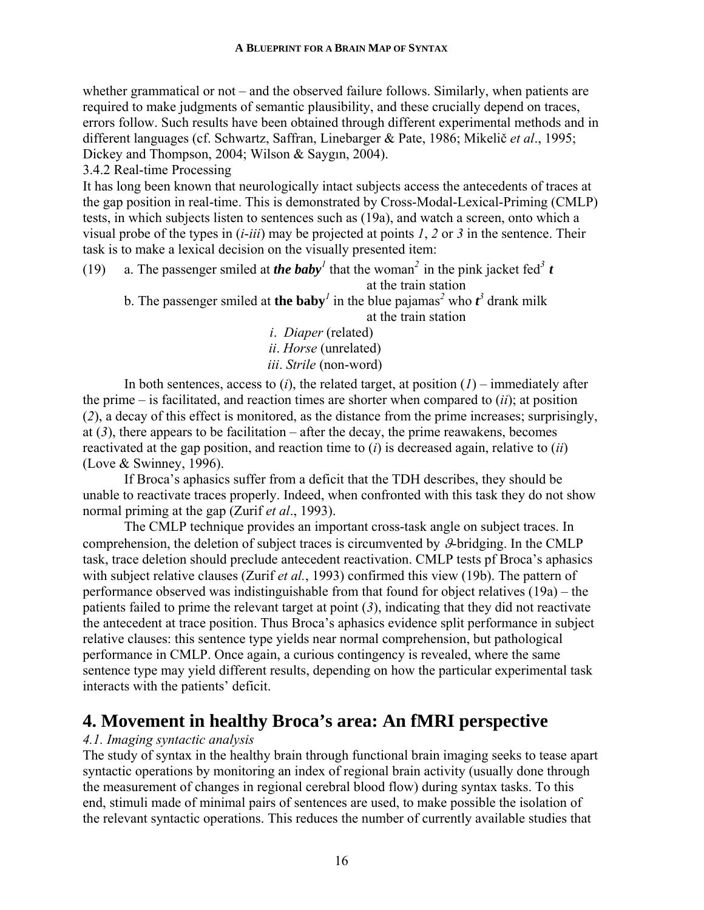whether grammatical or not – and the observed failure follows. Similarly, when patients are required to make judgments of semantic plausibility, and these crucially depend on traces, errors follow. Such results have been obtained through different experimental methods and in different languages (cf. Schwartz, Saffran, Linebarger & Pate, 1986; Mikelič *et al*., 1995; Dickey and Thompson, 2004; Wilson & Saygın, 2004).

3.4.2 Real-time Processing

It has long been known that neurologically intact subjects access the antecedents of traces at the gap position in real-time. This is demonstrated by Cross-Modal-Lexical-Priming (CMLP) tests, in which subjects listen to sentences such as (19a), and watch a screen, onto which a visual probe of the types in (*i*-*iii*) may be projected at points *1*, *2* or *3* in the sentence. Their task is to make a lexical decision on the visually presented item:

(19) a. The passenger smiled at ***the baby***[1] that the woman[2] in the pink jacket fed[3] ***t*** at the train station

b. The passenger smiled at **the baby**[1] in the blue pajamas[2] who ***t***[3] drank milk at the train station

*i*. *Diaper* (related)
*ii*. *Horse* (unrelated)
*iii*. *Strile* (non-word)

In both sentences, access to (*i*), the related target, at position (*1*) – immediately after the prime – is facilitated, and reaction times are shorter when compared to (*ii*); at position (*2*), a decay of this effect is monitored, as the distance from the prime increases; surprisingly, at (*3*), there appears to be facilitation – after the decay, the prime reawakens, becomes reactivated at the gap position, and reaction time to (*i*) is decreased again, relative to (*ii*) (Love & Swinney, 1996).

If Broca's aphasics suffer from a deficit that the TDH describes, they should be unable to reactivate traces properly. Indeed, when confronted with this task they do not show normal priming at the gap (Zurif *et al*., 1993).

The CMLP technique provides an important cross-task angle on subject traces. In comprehension, the deletion of subject traces is circumvented by $\vartheta$-bridging. In the CMLP task, trace deletion should preclude antecedent reactivation. CMLP tests pf Broca's aphasics with subject relative clauses (Zurif *et al.*, 1993) confirmed this view (19b). The pattern of performance observed was indistinguishable from that found for object relatives (19a) – the patients failed to prime the relevant target at point (*3*), indicating that they did not reactivate the antecedent at trace position. Thus Broca's aphasics evidence split performance in subject relative clauses: this sentence type yields near normal comprehension, but pathological performance in CMLP. Once again, a curious contingency is revealed, where the same sentence type may yield different results, depending on how the particular experimental task interacts with the patients' deficit.

# 4. Movement in healthy Broca's area: An fMRI perspective

*4.1. Imaging syntactic analysis*

The study of syntax in the healthy brain through functional brain imaging seeks to tease apart syntactic operations by monitoring an index of regional brain activity (usually done through the measurement of changes in regional cerebral blood flow) during syntax tasks. To this end, stimuli made of minimal pairs of sentences are used, to make possible the isolation of the relevant syntactic operations. This reduces the number of currently available studies that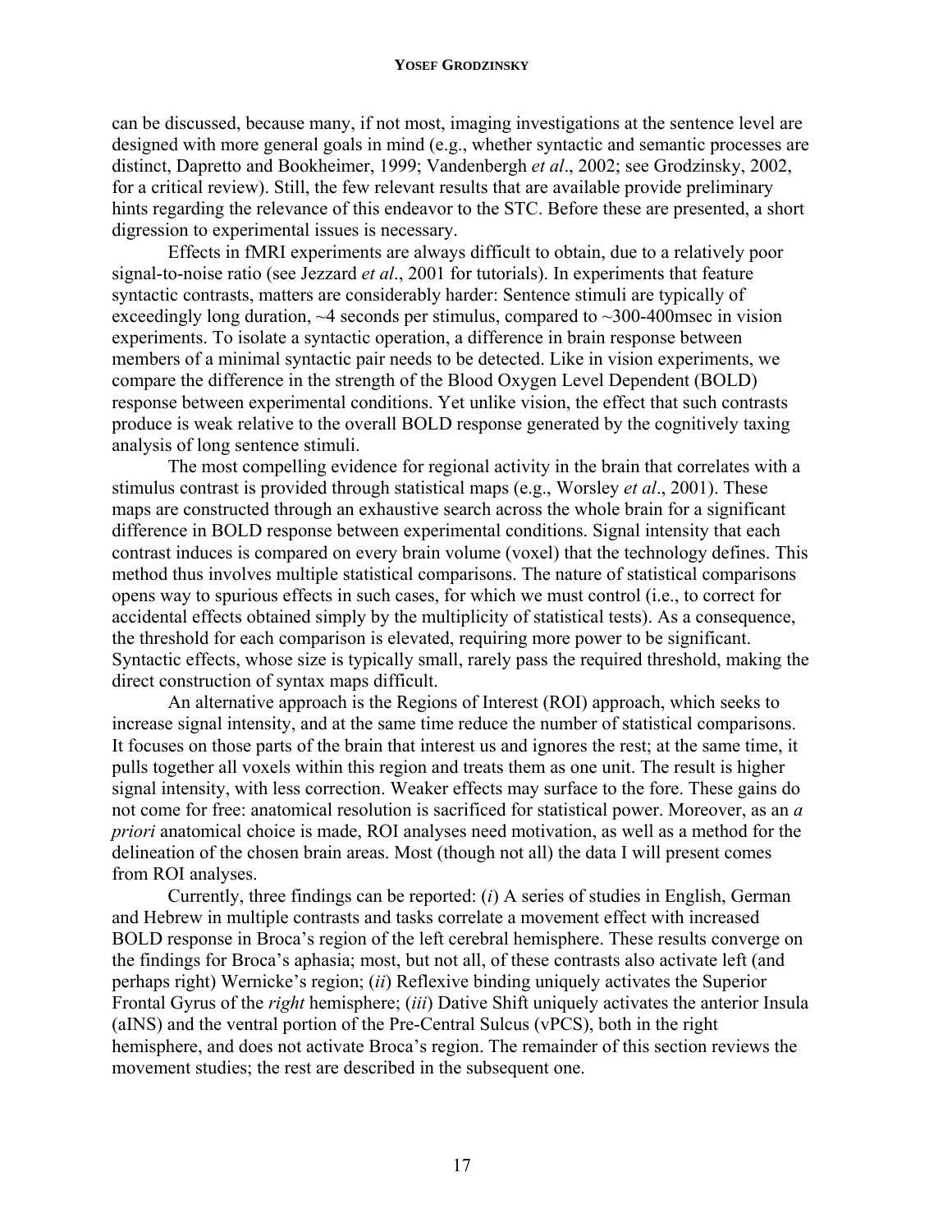can be discussed, because many, if not most, imaging investigations at the sentence level are designed with more general goals in mind (e.g., whether syntactic and semantic processes are distinct, Dapretto and Bookheimer, 1999; Vandenbergh *et al*., 2002; see Grodzinsky, 2002, for a critical review). Still, the few relevant results that are available provide preliminary hints regarding the relevance of this endeavor to the STC. Before these are presented, a short digression to experimental issues is necessary.

Effects in fMRI experiments are always difficult to obtain, due to a relatively poor signal-to-noise ratio (see Jezzard *et al*., 2001 for tutorials). In experiments that feature syntactic contrasts, matters are considerably harder: Sentence stimuli are typically of exceedingly long duration, ~4 seconds per stimulus, compared to ~300-400msec in vision experiments. To isolate a syntactic operation, a difference in brain response between members of a minimal syntactic pair needs to be detected. Like in vision experiments, we compare the difference in the strength of the Blood Oxygen Level Dependent (BOLD) response between experimental conditions. Yet unlike vision, the effect that such contrasts produce is weak relative to the overall BOLD response generated by the cognitively taxing analysis of long sentence stimuli.

The most compelling evidence for regional activity in the brain that correlates with a stimulus contrast is provided through statistical maps (e.g., Worsley *et al*., 2001). These maps are constructed through an exhaustive search across the whole brain for a significant difference in BOLD response between experimental conditions. Signal intensity that each contrast induces is compared on every brain volume (voxel) that the technology defines. This method thus involves multiple statistical comparisons. The nature of statistical comparisons opens way to spurious effects in such cases, for which we must control (i.e., to correct for accidental effects obtained simply by the multiplicity of statistical tests). As a consequence, the threshold for each comparison is elevated, requiring more power to be significant. Syntactic effects, whose size is typically small, rarely pass the required threshold, making the direct construction of syntax maps difficult.

An alternative approach is the Regions of Interest (ROI) approach, which seeks to increase signal intensity, and at the same time reduce the number of statistical comparisons. It focuses on those parts of the brain that interest us and ignores the rest; at the same time, it pulls together all voxels within this region and treats them as one unit. The result is higher signal intensity, with less correction. Weaker effects may surface to the fore. These gains do not come for free: anatomical resolution is sacrificed for statistical power. Moreover, as an *a priori* anatomical choice is made, ROI analyses need motivation, as well as a method for the delineation of the chosen brain areas. Most (though not all) the data I will present comes from ROI analyses.

Currently, three findings can be reported: (*i*) A series of studies in English, German and Hebrew in multiple contrasts and tasks correlate a movement effect with increased BOLD response in Broca's region of the left cerebral hemisphere. These results converge on the findings for Broca's aphasia; most, but not all, of these contrasts also activate left (and perhaps right) Wernicke's region; (*ii*) Reflexive binding uniquely activates the Superior Frontal Gyrus of the *right* hemisphere; (*iii*) Dative Shift uniquely activates the anterior Insula (aINS) and the ventral portion of the Pre-Central Sulcus (vPCS), both in the right hemisphere, and does not activate Broca's region. The remainder of this section reviews the movement studies; the rest are described in the subsequent one.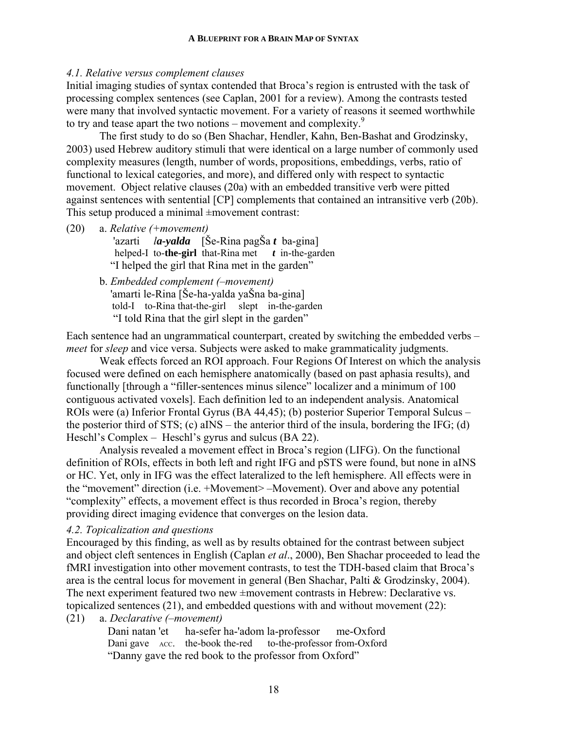### *4.1. Relative versus complement clauses*

Initial imaging studies of syntax contended that Broca's region is entrusted with the task of processing complex sentences (see Caplan, 2001 for a review). Among the contrasts tested were many that involved syntactic movement. For a variety of reasons it seemed worthwhile to try and tease apart the two notions – movement and complexity.[9]

The first study to do so (Ben Shachar, Hendler, Kahn, Ben-Bashat and Grodzinsky, 2003) used Hebrew auditory stimuli that were identical on a large number of commonly used complexity measures (length, number of words, propositions, embeddings, verbs, ratio of functional to lexical categories, and more), and differed only with respect to syntactic movement. Object relative clauses (20a) with an embedded transitive verb were pitted against sentences with sentential [CP] complements that contained an intransitive verb (20b). This setup produced a minimal ±movement contrast:

(20) a. *Relative (+movement)*
'azarti *l**a-yalda*** [Še-Rina pagŠa ***t*** ba-gina]
helped-I to-**the-girl** that-Rina met ***t*** in-the-garden
"I helped the girl that Rina met in the garden"

b. *Embedded complement (–movement)*
'amarti le-Rina [Še-ha-yalda yaŠna ba-gina]
told-I to-Rina that-the-girl slept in-the-garden
"I told Rina that the girl slept in the garden"

Each sentence had an ungrammatical counterpart, created by switching the embedded verbs – *meet* for *sleep* and vice versa. Subjects were asked to make grammaticality judgments.

Weak effects forced an ROI approach. Four Regions Of Interest on which the analysis focused were defined on each hemisphere anatomically (based on past aphasia results), and functionally [through a "filler-sentences minus silence" localizer and a minimum of 100 contiguous activated voxels]. Each definition led to an independent analysis. Anatomical ROIs were (a) Inferior Frontal Gyrus (BA 44,45); (b) posterior Superior Temporal Sulcus – the posterior third of STS; (c) aINS – the anterior third of the insula, bordering the IFG; (d) Heschl's Complex – Heschl's gyrus and sulcus (BA 22).

Analysis revealed a movement effect in Broca's region (LIFG). On the functional definition of ROIs, effects in both left and right IFG and pSTS were found, but none in aINS or HC. Yet, only in IFG was the effect lateralized to the left hemisphere. All effects were in the "movement" direction (i.e. +Movement> –Movement). Over and above any potential "complexity" effects, a movement effect is thus recorded in Broca's region, thereby providing direct imaging evidence that converges on the lesion data.

### *4.2. Topicalization and questions*

Encouraged by this finding, as well as by results obtained for the contrast between subject and object cleft sentences in English (Caplan *et al*., 2000), Ben Shachar proceeded to lead the fMRI investigation into other movement contrasts, to test the TDH-based claim that Broca's area is the central locus for movement in general (Ben Shachar, Palti & Grodzinsky, 2004). The next experiment featured two new ±movement contrasts in Hebrew: Declarative vs. topicalized sentences (21), and embedded questions with and without movement (22):

(21) a. *Declarative (–movement)*
Dani natan 'et ha-sefer ha-'adom la-professor me-Oxford
Dani gave ACC. the-book the-red to-the-professor from-Oxford
"Danny gave the red book to the professor from Oxford"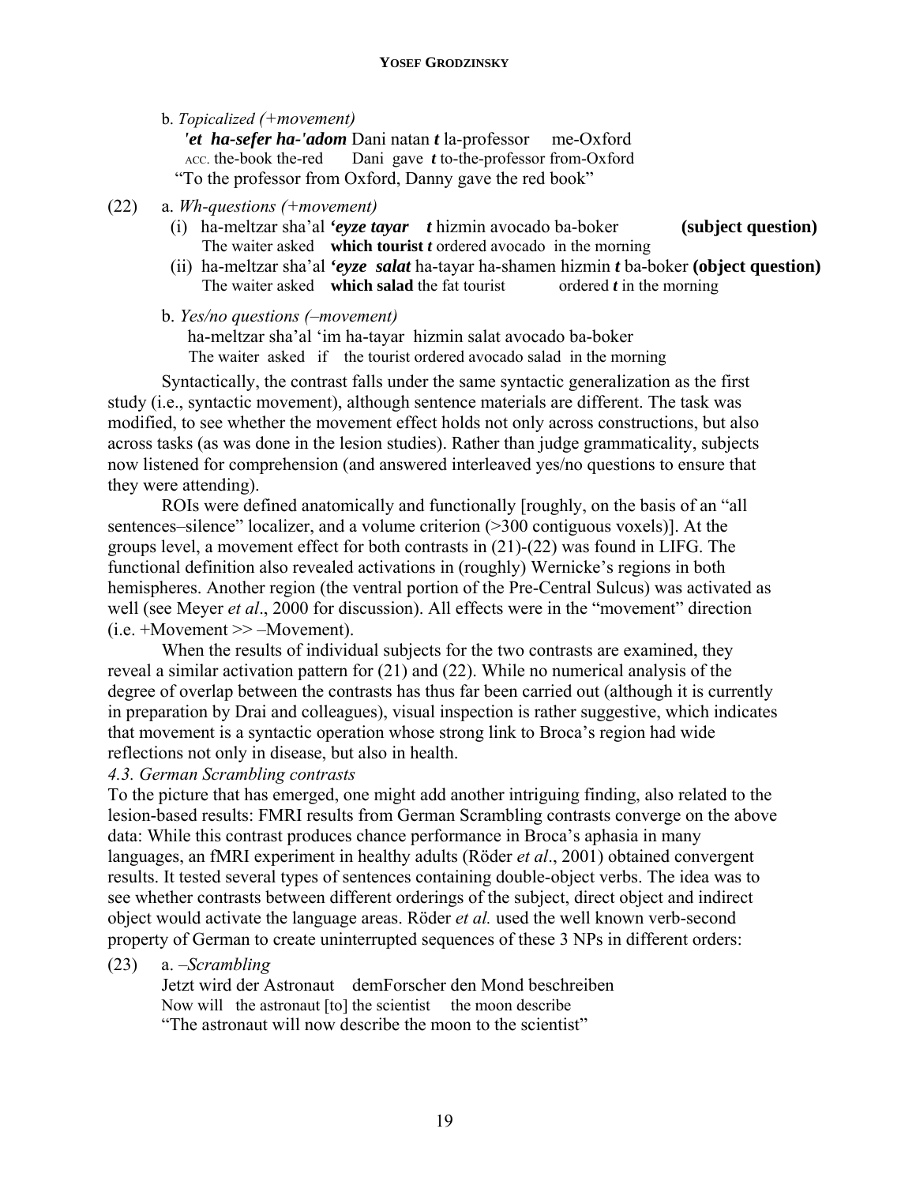b. *Topicalized (+movement)*
   ***'et ha-sefer ha-'adom*** Dani natan ***t*** la-professor me-Oxford
   ACC. the-book the-red Dani gave ***t*** to-the-professor from-Oxford
   "To the professor from Oxford, Danny gave the red book"

(22) a. *Wh-questions (+movement)*
   (i) ha-meltzar sha'al ***'eyze tayar t*** hizmin avocado ba-boker **(subject question)**
   The waiter asked **which tourist *t*** ordered avocado in the morning
   (ii) ha-meltzar sha'al ***'eyze salat*** ha-tayar ha-shamen hizmin ***t*** ba-boker **(object question)**
   The waiter asked **which salad** the fat tourist ordered ***t*** in the morning

b. *Yes/no questions (–movement)*
   ha-meltzar sha'al 'im ha-tayar hizmin salat avocado ba-boker
   The waiter asked if the tourist ordered avocado salad in the morning

Syntactically, the contrast falls under the same syntactic generalization as the first study (i.e., syntactic movement), although sentence materials are different. The task was modified, to see whether the movement effect holds not only across constructions, but also across tasks (as was done in the lesion studies). Rather than judge grammaticality, subjects now listened for comprehension (and answered interleaved yes/no questions to ensure that they were attending).

ROIs were defined anatomically and functionally [roughly, on the basis of an "all sentences–silence" localizer, and a volume criterion (>300 contiguous voxels)]. At the groups level, a movement effect for both contrasts in (21)-(22) was found in LIFG. The functional definition also revealed activations in (roughly) Wernicke's regions in both hemispheres. Another region (the ventral portion of the Pre-Central Sulcus) was activated as well (see Meyer *et al*., 2000 for discussion). All effects were in the "movement" direction (i.e. +Movement >> –Movement).

When the results of individual subjects for the two contrasts are examined, they reveal a similar activation pattern for (21) and (22). While no numerical analysis of the degree of overlap between the contrasts has thus far been carried out (although it is currently in preparation by Drai and colleagues), visual inspection is rather suggestive, which indicates that movement is a syntactic operation whose strong link to Broca's region had wide reflections not only in disease, but also in health.

*4.3. German Scrambling contrasts*

To the picture that has emerged, one might add another intriguing finding, also related to the lesion-based results: FMRI results from German Scrambling contrasts converge on the above data: While this contrast produces chance performance in Broca's aphasia in many languages, an fMRI experiment in healthy adults (Röder *et al*., 2001) obtained convergent results. It tested several types of sentences containing double-object verbs. The idea was to see whether contrasts between different orderings of the subject, direct object and indirect object would activate the language areas. Röder *et al.* used the well known verb-second property of German to create uninterrupted sequences of these 3 NPs in different orders:

(23) a. *–Scrambling*
   Jetzt wird der Astronaut demForscher den Mond beschreiben
   Now will the astronaut [to] the scientist the moon describe
   "The astronaut will now describe the moon to the scientist"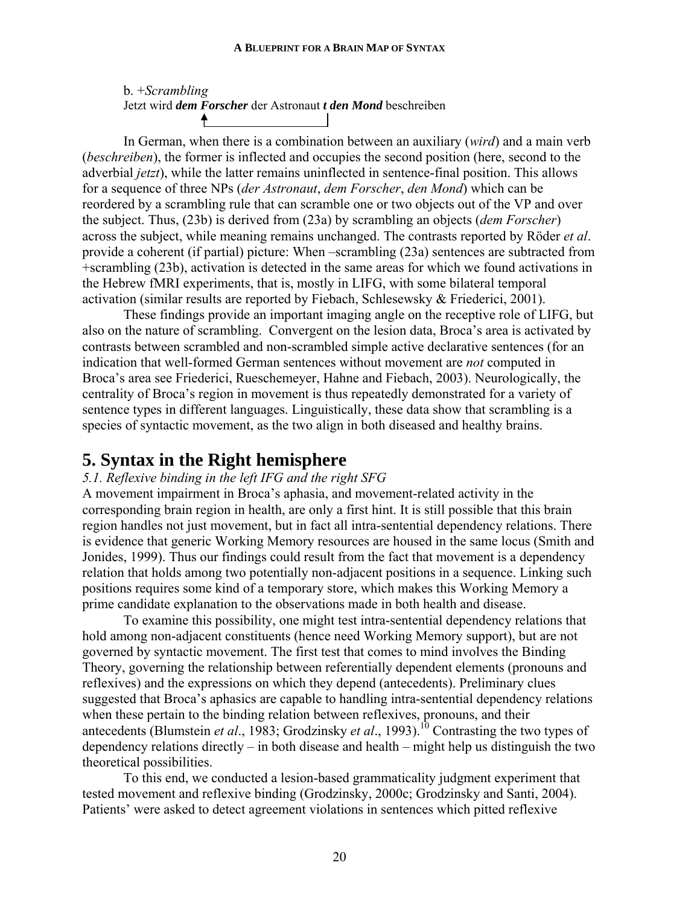b. +*Scrambling*
Jetzt wird ***dem Forscher*** der Astronaut ***t den Mond*** beschreiben

In German, when there is a combination between an auxiliary (*wird*) and a main verb (*beschreiben*), the former is inflected and occupies the second position (here, second to the adverbial *jetzt*), while the latter remains uninflected in sentence-final position. This allows for a sequence of three NPs (*der Astronaut*, *dem Forscher*, *den Mond*) which can be reordered by a scrambling rule that can scramble one or two objects out of the VP and over the subject. Thus, (23b) is derived from (23a) by scrambling an objects (*dem Forscher*) across the subject, while meaning remains unchanged. The contrasts reported by Röder *et al*. provide a coherent (if partial) picture: When –scrambling (23a) sentences are subtracted from +scrambling (23b), activation is detected in the same areas for which we found activations in the Hebrew fMRI experiments, that is, mostly in LIFG, with some bilateral temporal activation (similar results are reported by Fiebach, Schlesewsky & Friederici, 2001).

These findings provide an important imaging angle on the receptive role of LIFG, but also on the nature of scrambling. Convergent on the lesion data, Broca's area is activated by contrasts between scrambled and non-scrambled simple active declarative sentences (for an indication that well-formed German sentences without movement are *not* computed in Broca's area see Friederici, Rueschemeyer, Hahne and Fiebach, 2003). Neurologically, the centrality of Broca's region in movement is thus repeatedly demonstrated for a variety of sentence types in different languages. Linguistically, these data show that scrambling is a species of syntactic movement, as the two align in both diseased and healthy brains.

# 5. Syntax in the Right hemisphere

### *5.1. Reflexive binding in the left IFG and the right SFG*

A movement impairment in Broca's aphasia, and movement-related activity in the corresponding brain region in health, are only a first hint. It is still possible that this brain region handles not just movement, but in fact all intra-sentential dependency relations. There is evidence that generic Working Memory resources are housed in the same locus (Smith and Jonides, 1999). Thus our findings could result from the fact that movement is a dependency relation that holds among two potentially non-adjacent positions in a sequence. Linking such positions requires some kind of a temporary store, which makes this Working Memory a prime candidate explanation to the observations made in both health and disease.

To examine this possibility, one might test intra-sentential dependency relations that hold among non-adjacent constituents (hence need Working Memory support), but are not governed by syntactic movement. The first test that comes to mind involves the Binding Theory, governing the relationship between referentially dependent elements (pronouns and reflexives) and the expressions on which they depend (antecedents). Preliminary clues suggested that Broca's aphasics are capable to handling intra-sentential dependency relations when these pertain to the binding relation between reflexives, pronouns, and their antecedents (Blumstein *et al*., 1983; Grodzinsky *et al*., 1993).[10] Contrasting the two types of dependency relations directly – in both disease and health – might help us distinguish the two theoretical possibilities.

To this end, we conducted a lesion-based grammaticality judgment experiment that tested movement and reflexive binding (Grodzinsky, 2000c; Grodzinsky and Santi, 2004). Patients' were asked to detect agreement violations in sentences which pitted reflexive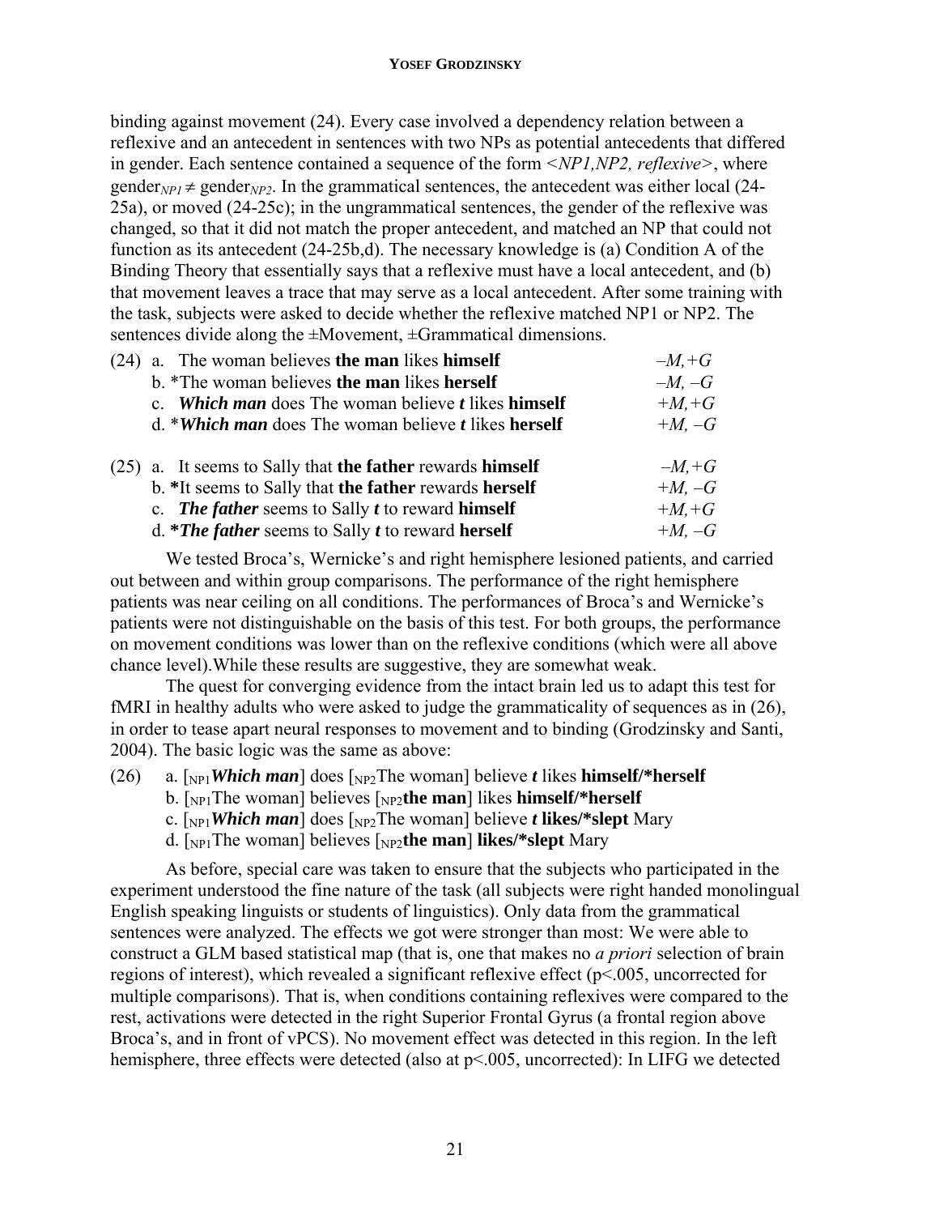binding against movement (24). Every case involved a dependency relation between a reflexive and an antecedent in sentences with two NPs as potential antecedents that differed in gender. Each sentence contained a sequence of the form *<NP1,NP2, reflexive>*, where $\text{gender}_{NP1} \neq \text{gender}_{NP2}$. In the grammatical sentences, the antecedent was either local (24-25a), or moved (24-25c); in the ungrammatical sentences, the gender of the reflexive was changed, so that it did not match the proper antecedent, and matched an NP that could not function as its antecedent (24-25b,d). The necessary knowledge is (a) Condition A of the Binding Theory that essentially says that a reflexive must have a local antecedent, and (b) that movement leaves a trace that may serve as a local antecedent. After some training with the task, subjects were asked to decide whether the reflexive matched NP1 or NP2. The sentences divide along the ±Movement, ±Grammatical dimensions.

(24) a. The woman believes **the man** likes **himself** *–M,+G*
b. *The woman believes **the man** likes **herself** *–M, –G*
c. ***Which man*** does The woman believe ***t*** likes **himself** *+M,+G*
d. ****Which man*** does The woman believe ***t*** likes **herself** *+M, –G*

(25) a. It seems to Sally that **the father** rewards **himself** *–M,+G*
b. **\***It seems to Sally that **the father** rewards **herself** *+M, –G*
c. ***The father*** seems to Sally ***t*** to reward **himself** *+M,+G*
d. ***The father*** seems to Sally ***t*** to reward **herself** *+M, –G*

We tested Broca's, Wernicke's and right hemisphere lesioned patients, and carried out between and within group comparisons. The performance of the right hemisphere patients was near ceiling on all conditions. The performances of Broca's and Wernicke's patients were not distinguishable on the basis of this test. For both groups, the performance on movement conditions was lower than on the reflexive conditions (which were all above chance level).While these results are suggestive, they are somewhat weak.

The quest for converging evidence from the intact brain led us to adapt this test for fMRI in healthy adults who were asked to judge the grammaticality of sequences as in (26), in order to tease apart neural responses to movement and to binding (Grodzinsky and Santi, 2004). The basic logic was the same as above:

(26) a. [$_{NP1}$***Which man***] does [$_{NP2}$The woman] believe ***t*** likes **himself/*herself**
b. [$_{NP1}$The woman] believes [$_{NP2}$**the man**] likes **himself/*herself**
c. [$_{NP1}$***Which man***] does [$_{NP2}$The woman] believe ***t* likes/*slept** Mary
d. [$_{NP1}$The woman] believes [$_{NP2}$**the man**] **likes/*slept** Mary

As before, special care was taken to ensure that the subjects who participated in the experiment understood the fine nature of the task (all subjects were right handed monolingual English speaking linguists or students of linguistics). Only data from the grammatical sentences were analyzed. The effects we got were stronger than most: We were able to construct a GLM based statistical map (that is, one that makes no *a priori* selection of brain regions of interest), which revealed a significant reflexive effect ($p<.005$, uncorrected for multiple comparisons). That is, when conditions containing reflexives were compared to the rest, activations were detected in the right Superior Frontal Gyrus (a frontal region above Broca's, and in front of vPCS). No movement effect was detected in this region. In the left hemisphere, three effects were detected (also at $p<.005$, uncorrected): In LIFG we detected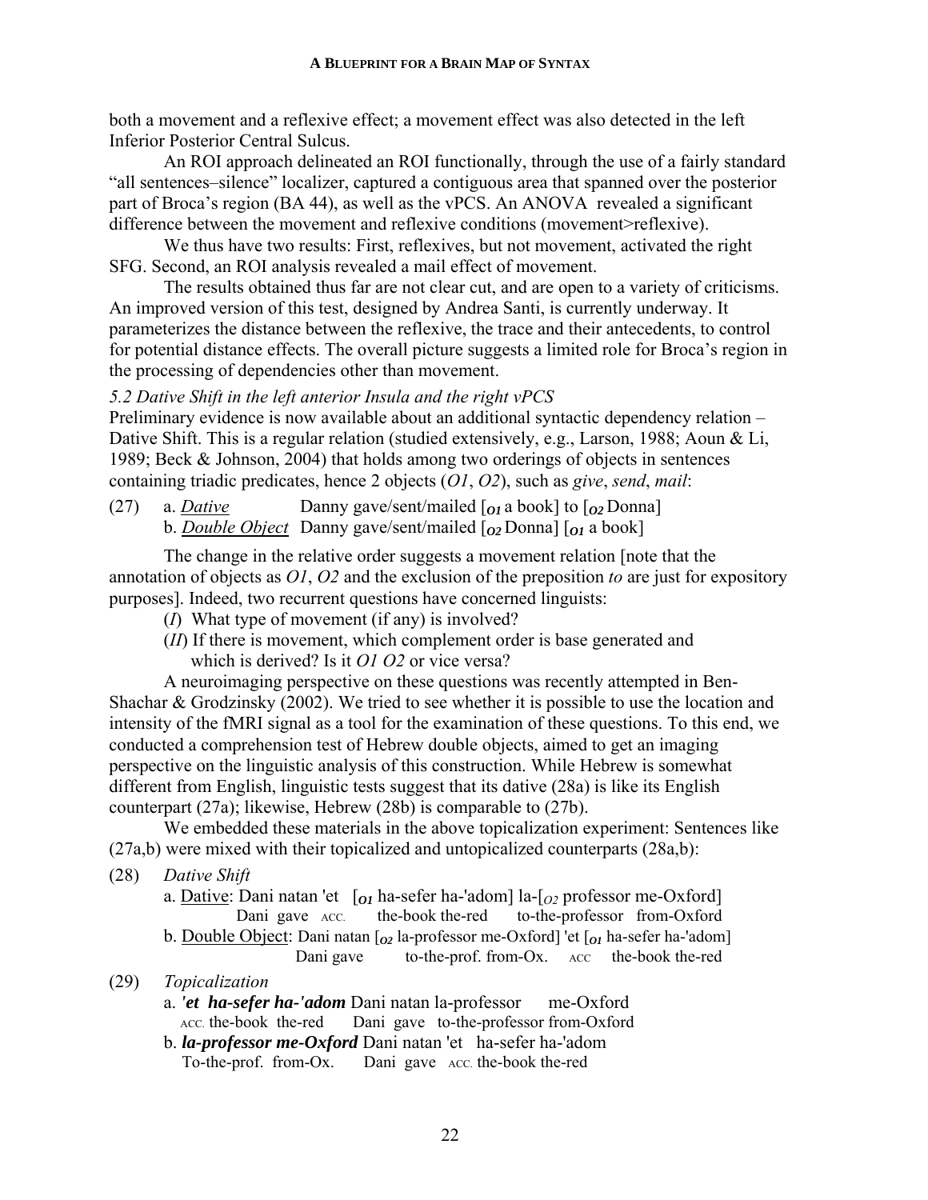both a movement and a reflexive effect; a movement effect was also detected in the left Inferior Posterior Central Sulcus.

An ROI approach delineated an ROI functionally, through the use of a fairly standard "all sentences–silence" localizer, captured a contiguous area that spanned over the posterior part of Broca's region (BA 44), as well as the vPCS. An ANOVA revealed a significant difference between the movement and reflexive conditions (movement>reflexive).

We thus have two results: First, reflexives, but not movement, activated the right SFG. Second, an ROI analysis revealed a mail effect of movement.

The results obtained thus far are not clear cut, and are open to a variety of criticisms. An improved version of this test, designed by Andrea Santi, is currently underway. It parameterizes the distance between the reflexive, the trace and their antecedents, to control for potential distance effects. The overall picture suggests a limited role for Broca's region in the processing of dependencies other than movement.

*5.2 Dative Shift in the left anterior Insula and the right vPCS*

Preliminary evidence is now available about an additional syntactic dependency relation – Dative Shift. This is a regular relation (studied extensively, e.g., Larson, 1988; Aoun & Li, 1989; Beck & Johnson, 2004) that holds among two orderings of objects in sentences containing triadic predicates, hence 2 objects (*O1*, *O2*), such as *give*, *send*, *mail*:

(27) a. *Dative* Danny gave/sent/mailed [$_{O1}$ a book] to [$_{O2}$ Donna]
b. *Double Object* Danny gave/sent/mailed [$_{O2}$ Donna] [$_{O1}$ a book]

The change in the relative order suggests a movement relation [note that the annotation of objects as *O1*, *O2* and the exclusion of the preposition *to* are just for expository purposes]. Indeed, two recurrent questions have concerned linguists:

(*I*) What type of movement (if any) is involved?
(*II*) If there is movement, which complement order is base generated and which is derived? Is it *O1 O2* or vice versa?

A neuroimaging perspective on these questions was recently attempted in Ben-Shachar & Grodzinsky (2002). We tried to see whether it is possible to use the location and intensity of the fMRI signal as a tool for the examination of these questions. To this end, we conducted a comprehension test of Hebrew double objects, aimed to get an imaging perspective on the linguistic analysis of this construction. While Hebrew is somewhat different from English, linguistic tests suggest that its dative (28a) is like its English counterpart (27a); likewise, Hebrew (28b) is comparable to (27b).

We embedded these materials in the above topicalization experiment: Sentences like (27a,b) were mixed with their topicalized and untopicalized counterparts (28a,b):

(28) *Dative Shift*
a. Dative: Dani natan 'et [$_{O1}$ ha-sefer ha-'adom] la-[$_{O2}$ professor me-Oxford]
Dani gave ACC. the-book the-red to-the-professor from-Oxford
b. Double Object: Dani natan [$_{O2}$ la-professor me-Oxford] 'et [$_{O1}$ ha-sefer ha-'adom]
Dani gave to-the-prof. from-Ox. ACC the-book the-red

(29) *Topicalization*
a. ***'et ha-sefer ha-'adom*** Dani natan la-professor me-Oxford
ACC. the-book the-red Dani gave to-the-professor from-Oxford
b. ***la-professor me-Oxford*** Dani natan 'et ha-sefer ha-'adom
To-the-prof. from-Ox. Dani gave ACC. the-book the-red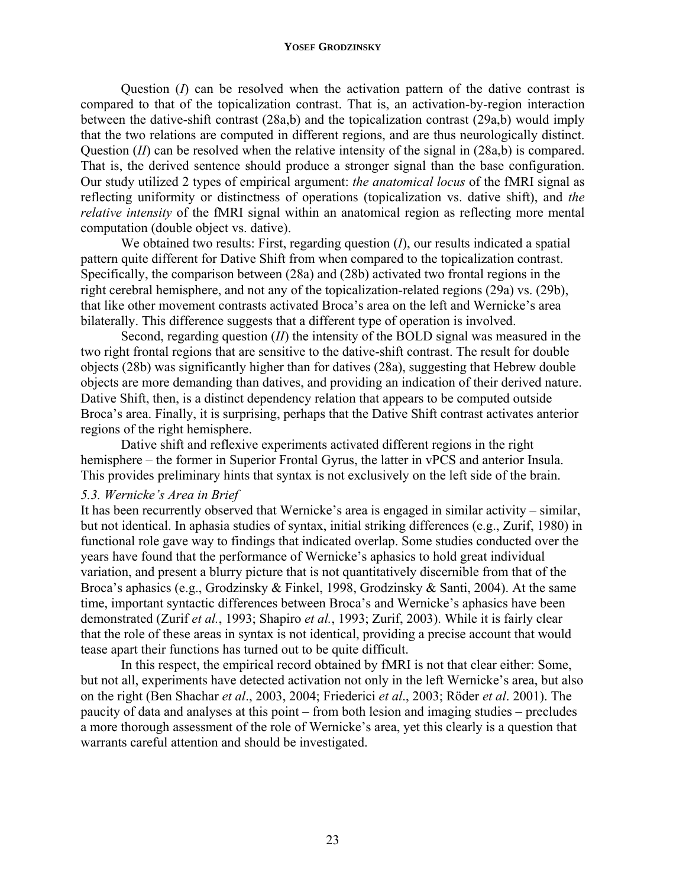Question (*I*) can be resolved when the activation pattern of the dative contrast is compared to that of the topicalization contrast. That is, an activation-by-region interaction between the dative-shift contrast (28a,b) and the topicalization contrast (29a,b) would imply that the two relations are computed in different regions, and are thus neurologically distinct. Question (*II*) can be resolved when the relative intensity of the signal in (28a,b) is compared. That is, the derived sentence should produce a stronger signal than the base configuration. Our study utilized 2 types of empirical argument: *the anatomical locus* of the fMRI signal as reflecting uniformity or distinctness of operations (topicalization vs. dative shift), and *the relative intensity* of the fMRI signal within an anatomical region as reflecting more mental computation (double object vs. dative).

We obtained two results: First, regarding question (*I*), our results indicated a spatial pattern quite different for Dative Shift from when compared to the topicalization contrast. Specifically, the comparison between (28a) and (28b) activated two frontal regions in the right cerebral hemisphere, and not any of the topicalization-related regions (29a) vs. (29b), that like other movement contrasts activated Broca's area on the left and Wernicke's area bilaterally. This difference suggests that a different type of operation is involved.

Second, regarding question (*II*) the intensity of the BOLD signal was measured in the two right frontal regions that are sensitive to the dative-shift contrast. The result for double objects (28b) was significantly higher than for datives (28a), suggesting that Hebrew double objects are more demanding than datives, and providing an indication of their derived nature. Dative Shift, then, is a distinct dependency relation that appears to be computed outside Broca's area. Finally, it is surprising, perhaps that the Dative Shift contrast activates anterior regions of the right hemisphere.

Dative shift and reflexive experiments activated different regions in the right hemisphere – the former in Superior Frontal Gyrus, the latter in vPCS and anterior Insula. This provides preliminary hints that syntax is not exclusively on the left side of the brain.

### *5.3. Wernicke's Area in Brief*

It has been recurrently observed that Wernicke's area is engaged in similar activity – similar, but not identical. In aphasia studies of syntax, initial striking differences (e.g., Zurif, 1980) in functional role gave way to findings that indicated overlap. Some studies conducted over the years have found that the performance of Wernicke's aphasics to hold great individual variation, and present a blurry picture that is not quantitatively discernible from that of the Broca's aphasics (e.g., Grodzinsky & Finkel, 1998, Grodzinsky & Santi, 2004). At the same time, important syntactic differences between Broca's and Wernicke's aphasics have been demonstrated (Zurif *et al.*, 1993; Shapiro *et al.*, 1993; Zurif, 2003). While it is fairly clear that the role of these areas in syntax is not identical, providing a precise account that would tease apart their functions has turned out to be quite difficult.

In this respect, the empirical record obtained by fMRI is not that clear either: Some, but not all, experiments have detected activation not only in the left Wernicke's area, but also on the right (Ben Shachar *et al*., 2003, 2004; Friederici *et al*., 2003; Röder *et al*. 2001). The paucity of data and analyses at this point – from both lesion and imaging studies – precludes a more thorough assessment of the role of Wernicke's area, yet this clearly is a question that warrants careful attention and should be investigated.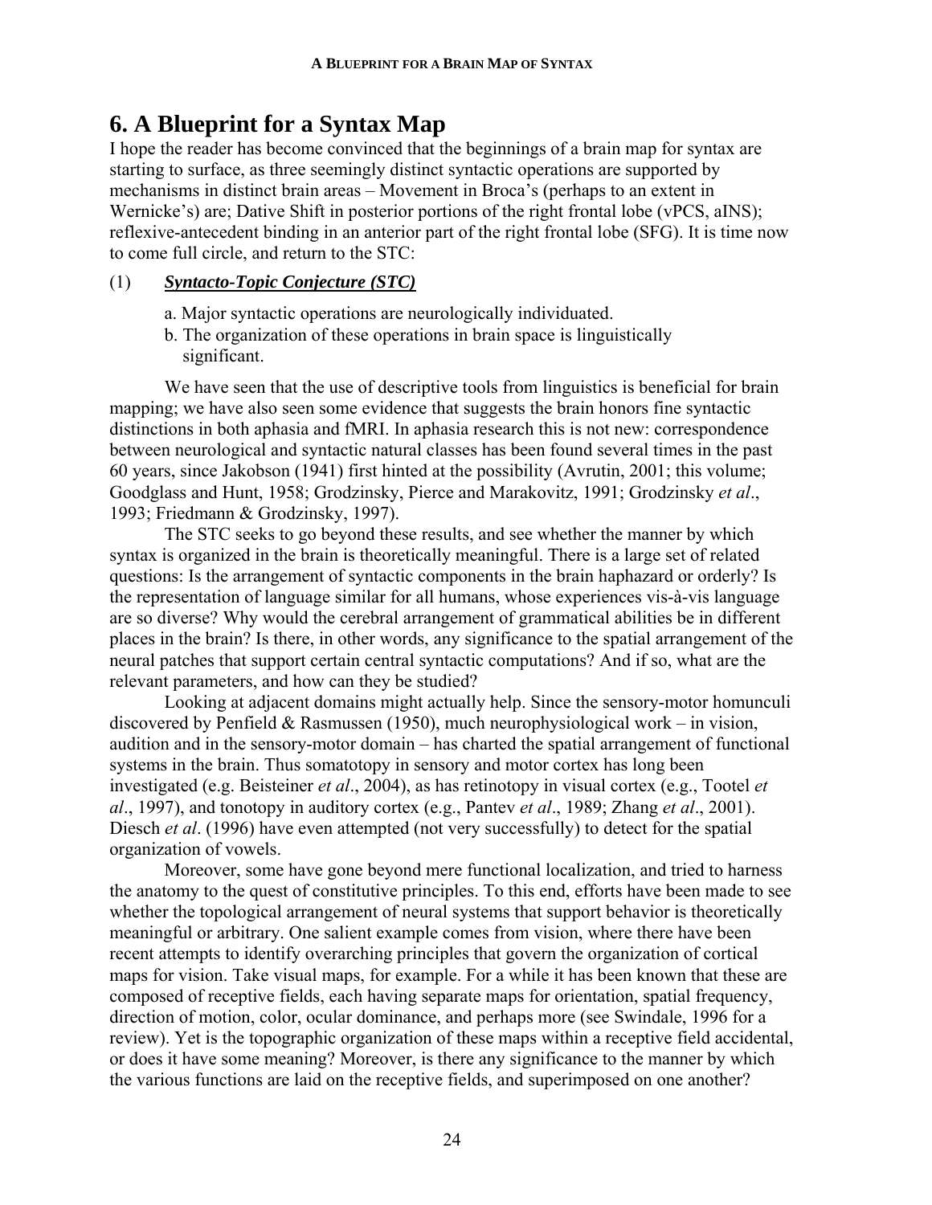## 6. A Blueprint for a Syntax Map

I hope the reader has become convinced that the beginnings of a brain map for syntax are starting to surface, as three seemingly distinct syntactic operations are supported by mechanisms in distinct brain areas – Movement in Broca's (perhaps to an extent in Wernicke's) are; Dative Shift in posterior portions of the right frontal lobe (vPCS, aINS); reflexive-antecedent binding in an anterior part of the right frontal lobe (SFG). It is time now to come full circle, and return to the STC:

(1) ***Syntacto-Topic Conjecture (STC)***

a. Major syntactic operations are neurologically individuated.
b. The organization of these operations in brain space is linguistically significant.

We have seen that the use of descriptive tools from linguistics is beneficial for brain mapping; we have also seen some evidence that suggests the brain honors fine syntactic distinctions in both aphasia and fMRI. In aphasia research this is not new: correspondence between neurological and syntactic natural classes has been found several times in the past 60 years, since Jakobson (1941) first hinted at the possibility (Avrutin, 2001; this volume; Goodglass and Hunt, 1958; Grodzinsky, Pierce and Marakovitz, 1991; Grodzinsky *et al*., 1993; Friedmann & Grodzinsky, 1997).

The STC seeks to go beyond these results, and see whether the manner by which syntax is organized in the brain is theoretically meaningful. There is a large set of related questions: Is the arrangement of syntactic components in the brain haphazard or orderly? Is the representation of language similar for all humans, whose experiences vis-à-vis language are so diverse? Why would the cerebral arrangement of grammatical abilities be in different places in the brain? Is there, in other words, any significance to the spatial arrangement of the neural patches that support certain central syntactic computations? And if so, what are the relevant parameters, and how can they be studied?

Looking at adjacent domains might actually help. Since the sensory-motor homunculi discovered by Penfield & Rasmussen (1950), much neurophysiological work – in vision, audition and in the sensory-motor domain – has charted the spatial arrangement of functional systems in the brain. Thus somatotopy in sensory and motor cortex has long been investigated (e.g. Beisteiner *et al*., 2004), as has retinotopy in visual cortex (e.g., Tootel *et al*., 1997), and tonotopy in auditory cortex (e.g., Pantev *et al*., 1989; Zhang *et al*., 2001). Diesch *et al*. (1996) have even attempted (not very successfully) to detect for the spatial organization of vowels.

Moreover, some have gone beyond mere functional localization, and tried to harness the anatomy to the quest of constitutive principles. To this end, efforts have been made to see whether the topological arrangement of neural systems that support behavior is theoretically meaningful or arbitrary. One salient example comes from vision, where there have been recent attempts to identify overarching principles that govern the organization of cortical maps for vision. Take visual maps, for example. For a while it has been known that these are composed of receptive fields, each having separate maps for orientation, spatial frequency, direction of motion, color, ocular dominance, and perhaps more (see Swindale, 1996 for a review). Yet is the topographic organization of these maps within a receptive field accidental, or does it have some meaning? Moreover, is there any significance to the manner by which the various functions are laid on the receptive fields, and superimposed on one another?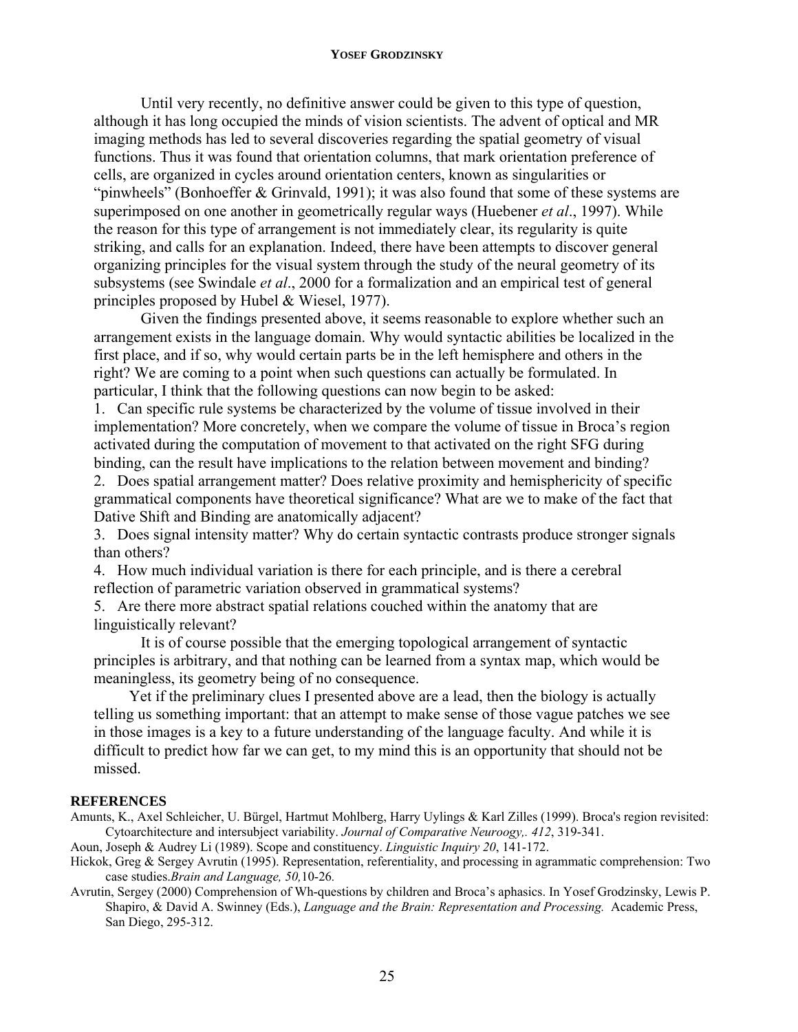Until very recently, no definitive answer could be given to this type of question, although it has long occupied the minds of vision scientists. The advent of optical and MR imaging methods has led to several discoveries regarding the spatial geometry of visual functions. Thus it was found that orientation columns, that mark orientation preference of cells, are organized in cycles around orientation centers, known as singularities or "pinwheels" (Bonhoeffer & Grinvald, 1991); it was also found that some of these systems are superimposed on one another in geometrically regular ways (Huebener *et al*., 1997). While the reason for this type of arrangement is not immediately clear, its regularity is quite striking, and calls for an explanation. Indeed, there have been attempts to discover general organizing principles for the visual system through the study of the neural geometry of its subsystems (see Swindale *et al*., 2000 for a formalization and an empirical test of general principles proposed by Hubel & Wiesel, 1977).

Given the findings presented above, it seems reasonable to explore whether such an arrangement exists in the language domain. Why would syntactic abilities be localized in the first place, and if so, why would certain parts be in the left hemisphere and others in the right? We are coming to a point when such questions can actually be formulated. In particular, I think that the following questions can now begin to be asked:

1. Can specific rule systems be characterized by the volume of tissue involved in their implementation? More concretely, when we compare the volume of tissue in Broca's region activated during the computation of movement to that activated on the right SFG during binding, can the result have implications to the relation between movement and binding?
2. Does spatial arrangement matter? Does relative proximity and hemisphericity of specific grammatical components have theoretical significance? What are we to make of the fact that Dative Shift and Binding are anatomically adjacent?
3. Does signal intensity matter? Why do certain syntactic contrasts produce stronger signals than others?
4. How much individual variation is there for each principle, and is there a cerebral reflection of parametric variation observed in grammatical systems?
5. Are there more abstract spatial relations couched within the anatomy that are linguistically relevant?

It is of course possible that the emerging topological arrangement of syntactic principles is arbitrary, and that nothing can be learned from a syntax map, which would be meaningless, its geometry being of no consequence.

Yet if the preliminary clues I presented above are a lead, then the biology is actually telling us something important: that an attempt to make sense of those vague patches we see in those images is a key to a future understanding of the language faculty. And while it is difficult to predict how far we can get, to my mind this is an opportunity that should not be missed.

## REFERENCES

Amunts, K., Axel Schleicher, U. Bürgel, Hartmut Mohlberg, Harry Uylings & Karl Zilles (1999). Broca's region revisited: Cytoarchitecture and intersubject variability. *Journal of Comparative Neuroogy,. 412*, 319-341.

Aoun, Joseph & Audrey Li (1989). Scope and constituency. *Linguistic Inquiry 20*, 141-172.

Hickok, Greg & Sergey Avrutin (1995). Representation, referentiality, and processing in agrammatic comprehension: Two case studies.*Brain and Language, 50,*10-26.

Avrutin, Sergey (2000) Comprehension of Wh-questions by children and Broca's aphasics. In Yosef Grodzinsky, Lewis P. Shapiro, & David A. Swinney (Eds.), *Language and the Brain: Representation and Processing.* Academic Press, San Diego, 295-312.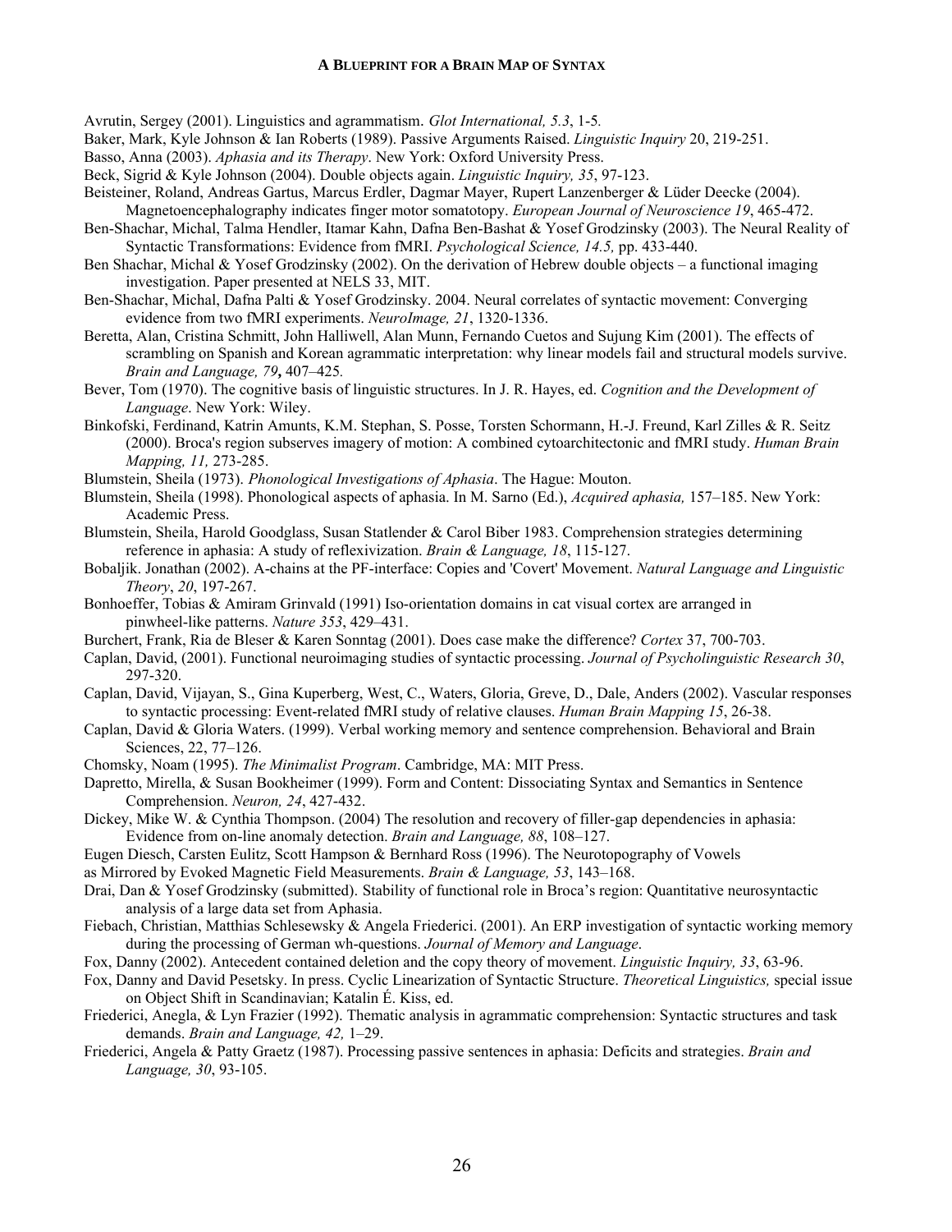Avrutin, Sergey (2001). Linguistics and agrammatism. *Glot International, 5.3*, 1-5*.*

Baker, Mark, Kyle Johnson & Ian Roberts (1989). Passive Arguments Raised. *Linguistic Inquiry* 20, 219-251.

Basso, Anna (2003). *Aphasia and its Therapy*. New York: Oxford University Press.

Beck, Sigrid & Kyle Johnson (2004). Double objects again. *Linguistic Inquiry, 35*, 97-123.

Beisteiner, Roland, Andreas Gartus, Marcus Erdler, Dagmar Mayer, Rupert Lanzenberger & Lüder Deecke (2004). Magnetoencephalography indicates finger motor somatotopy. *European Journal of Neuroscience 19*, 465-472.

Ben-Shachar, Michal, Talma Hendler, Itamar Kahn, Dafna Ben-Bashat & Yosef Grodzinsky (2003). The Neural Reality of Syntactic Transformations: Evidence from fMRI. *Psychological Science, 14.5,* pp. 433-440.

Ben Shachar, Michal & Yosef Grodzinsky (2002). On the derivation of Hebrew double objects – a functional imaging investigation. Paper presented at NELS 33, MIT.

Ben-Shachar, Michal, Dafna Palti & Yosef Grodzinsky. 2004. Neural correlates of syntactic movement: Converging evidence from two fMRI experiments. *NeuroImage, 21*, 1320-1336.

Beretta, Alan, Cristina Schmitt, John Halliwell, Alan Munn, Fernando Cuetos and Sujung Kim (2001). The effects of scrambling on Spanish and Korean agrammatic interpretation: why linear models fail and structural models survive. *Brain and Language, 79***,** 407–425*.*

Bever, Tom (1970). The cognitive basis of linguistic structures. In J. R. Hayes, ed. *Cognition and the Development of Language*. New York: Wiley.

Binkofski, Ferdinand, Katrin Amunts, K.M. Stephan, S. Posse, Torsten Schormann, H.-J. Freund, Karl Zilles & R. Seitz (2000). Broca's region subserves imagery of motion: A combined cytoarchitectonic and fMRI study. *Human Brain Mapping, 11,* 273-285.

Blumstein, Sheila (1973). *Phonological Investigations of Aphasia*. The Hague: Mouton.

Blumstein, Sheila (1998). Phonological aspects of aphasia. In M. Sarno (Ed.), *Acquired aphasia,* 157–185. New York: Academic Press.

Blumstein, Sheila, Harold Goodglass, Susan Statlender & Carol Biber 1983. Comprehension strategies determining reference in aphasia: A study of reflexivization. *Brain & Language, 18*, 115-127.

Bobaljik. Jonathan (2002). A-chains at the PF-interface: Copies and 'Covert' Movement. *Natural Language and Linguistic Theory*, *20*, 197-267.

Bonhoeffer, Tobias & Amiram Grinvald (1991) Iso-orientation domains in cat visual cortex are arranged in pinwheel-like patterns. *Nature 353*, 429–431.

Burchert, Frank, Ria de Bleser & Karen Sonntag (2001). Does case make the difference? *Cortex* 37, 700-703.

Caplan, David, (2001). Functional neuroimaging studies of syntactic processing. *Journal of Psycholinguistic Research 30*, 297-320.

Caplan, David, Vijayan, S., Gina Kuperberg, West, C., Waters, Gloria, Greve, D., Dale, Anders (2002). Vascular responses to syntactic processing: Event-related fMRI study of relative clauses. *Human Brain Mapping 15*, 26-38.

Caplan, David & Gloria Waters. (1999). Verbal working memory and sentence comprehension. Behavioral and Brain Sciences, 22, 77–126.

Chomsky, Noam (1995). *The Minimalist Program*. Cambridge, MA: MIT Press.

Dapretto, Mirella, & Susan Bookheimer (1999). Form and Content: Dissociating Syntax and Semantics in Sentence Comprehension. *Neuron, 24*, 427-432.

Dickey, Mike W. & Cynthia Thompson. (2004) The resolution and recovery of filler-gap dependencies in aphasia: Evidence from on-line anomaly detection. *Brain and Language, 88*, 108–127.

Eugen Diesch, Carsten Eulitz, Scott Hampson & Bernhard Ross (1996). The Neurotopography of Vowels as Mirrored by Evoked Magnetic Field Measurements. *Brain & Language, 53*, 143–168.

Drai, Dan & Yosef Grodzinsky (submitted). Stability of functional role in Broca's region: Quantitative neurosyntactic analysis of a large data set from Aphasia.

Fiebach, Christian, Matthias Schlesewsky & Angela Friederici. (2001). An ERP investigation of syntactic working memory during the processing of German wh-questions. *Journal of Memory and Language*.

Fox, Danny (2002). Antecedent contained deletion and the copy theory of movement. *Linguistic Inquiry, 33*, 63-96.

Fox, Danny and David Pesetsky. In press. Cyclic Linearization of Syntactic Structure. *Theoretical Linguistics,* special issue on Object Shift in Scandinavian; Katalin É. Kiss, ed.

Friederici, Anegla, & Lyn Frazier (1992). Thematic analysis in agrammatic comprehension: Syntactic structures and task demands. *Brain and Language, 42,* 1–29.

Friederici, Angela & Patty Graetz (1987). Processing passive sentences in aphasia: Deficits and strategies. *Brain and Language, 30*, 93-105.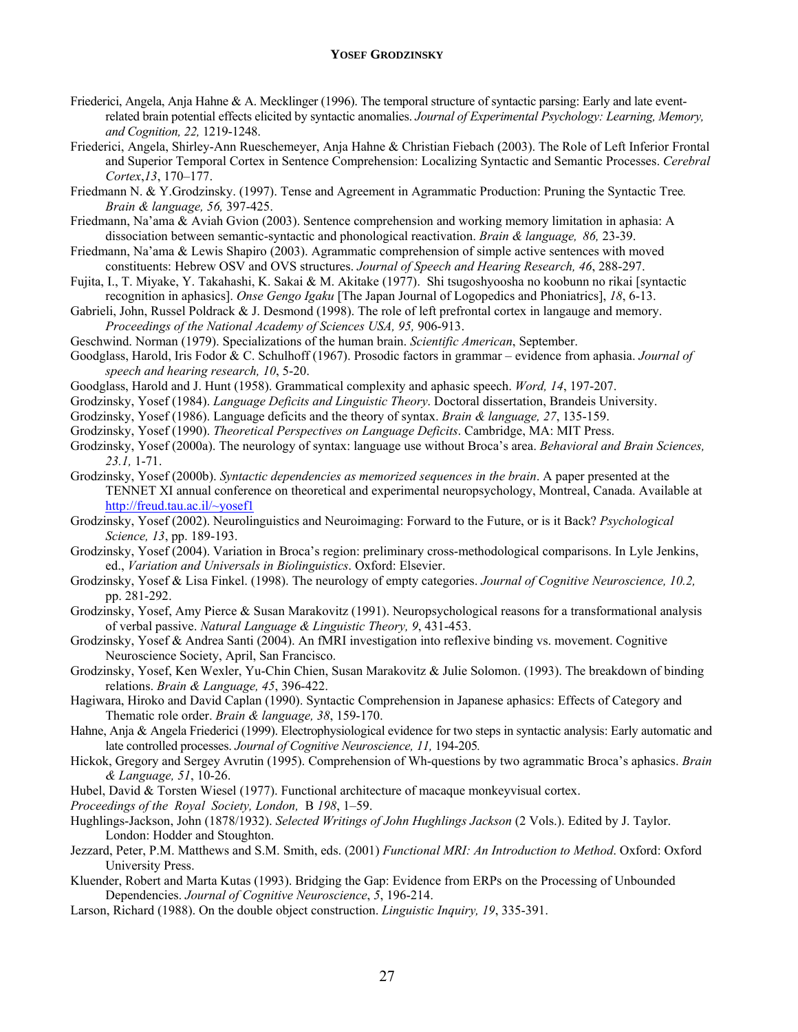Friederici, Angela, Anja Hahne & A. Mecklinger (1996). The temporal structure of syntactic parsing: Early and late event-related brain potential effects elicited by syntactic anomalies. *Journal of Experimental Psychology: Learning, Memory, and Cognition, 22,* 1219-1248.

Friederici, Angela, Shirley-Ann Rueschemeyer, Anja Hahne & Christian Fiebach (2003). The Role of Left Inferior Frontal and Superior Temporal Cortex in Sentence Comprehension: Localizing Syntactic and Semantic Processes. *Cerebral Cortex*,*13*, 170–177.

Friedmann N. & Y.Grodzinsky. (1997). Tense and Agreement in Agrammatic Production: Pruning the Syntactic Tree*. Brain & language, 56,* 397-425.

Friedmann, Na'ama & Aviah Gvion (2003). Sentence comprehension and working memory limitation in aphasia: A dissociation between semantic-syntactic and phonological reactivation. *Brain & language, 86,* 23-39.

Friedmann, Na'ama & Lewis Shapiro (2003). Agrammatic comprehension of simple active sentences with moved constituents: Hebrew OSV and OVS structures. *Journal of Speech and Hearing Research, 46*, 288-297.

Fujita, I., T. Miyake, Y. Takahashi, K. Sakai & M. Akitake (1977). Shi tsugoshyoosha no koobunn no rikai [syntactic recognition in aphasics]. *Onse Gengo Igaku* [The Japan Journal of Logopedics and Phoniatrics], *18*, 6-13.

Gabrieli, John, Russel Poldrack & J. Desmond (1998). The role of left prefrontal cortex in langauge and memory. *Proceedings of the National Academy of Sciences USA, 95,* 906-913.

Geschwind. Norman (1979). Specializations of the human brain. *Scientific American*, September.

Goodglass, Harold, Iris Fodor & C. Schulhoff (1967). Prosodic factors in grammar – evidence from aphasia. *Journal of speech and hearing research, 10*, 5-20.

Goodglass, Harold and J. Hunt (1958). Grammatical complexity and aphasic speech. *Word, 14*, 197-207.

Grodzinsky, Yosef (1984). *Language Deficits and Linguistic Theory*. Doctoral dissertation, Brandeis University.

Grodzinsky, Yosef (1986). Language deficits and the theory of syntax. *Brain & language, 27*, 135-159.

Grodzinsky, Yosef (1990). *Theoretical Perspectives on Language Deficits*. Cambridge, MA: MIT Press.

Grodzinsky, Yosef (2000a). The neurology of syntax: language use without Broca's area. *Behavioral and Brain Sciences, 23.1,* 1-71.

Grodzinsky, Yosef (2000b). *Syntactic dependencies as memorized sequences in the brain*. A paper presented at the TENNET XI annual conference on theoretical and experimental neuropsychology, Montreal, Canada. Available at http://freud.tau.ac.il/~yosef1

Grodzinsky, Yosef (2002). Neurolinguistics and Neuroimaging: Forward to the Future, or is it Back? *Psychological Science, 13*, pp. 189-193.

Grodzinsky, Yosef (2004). Variation in Broca's region: preliminary cross-methodological comparisons. In Lyle Jenkins, ed., *Variation and Universals in Biolinguistics*. Oxford: Elsevier.

Grodzinsky, Yosef & Lisa Finkel. (1998). The neurology of empty categories. *Journal of Cognitive Neuroscience, 10.2,* pp. 281-292.

Grodzinsky, Yosef, Amy Pierce & Susan Marakovitz (1991). Neuropsychological reasons for a transformational analysis of verbal passive. *Natural Language & Linguistic Theory, 9*, 431-453.

Grodzinsky, Yosef & Andrea Santi (2004). An fMRI investigation into reflexive binding vs. movement. Cognitive Neuroscience Society, April, San Francisco.

Grodzinsky, Yosef, Ken Wexler, Yu-Chin Chien, Susan Marakovitz & Julie Solomon. (1993). The breakdown of binding relations. *Brain & Language, 45*, 396-422.

Hagiwara, Hiroko and David Caplan (1990). Syntactic Comprehension in Japanese aphasics: Effects of Category and Thematic role order. *Brain & language, 38*, 159-170.

Hahne, Anja & Angela Friederici (1999). Electrophysiological evidence for two steps in syntactic analysis: Early automatic and late controlled processes. *Journal of Cognitive Neuroscience, 11,* 194-205*.*

Hickok, Gregory and Sergey Avrutin (1995). Comprehension of Wh-questions by two agrammatic Broca's aphasics. *Brain & Language, 51*, 10-26.

Hubel, David & Torsten Wiesel (1977). Functional architecture of macaque monkeyvisual cortex. *Proceedings of the Royal Society, London,* B *198*, 1–59.

Hughlings-Jackson, John (1878/1932). *Selected Writings of John Hughlings Jackson* (2 Vols.). Edited by J. Taylor. London: Hodder and Stoughton.

Jezzard, Peter, P.M. Matthews and S.M. Smith, eds. (2001) *Functional MRI: An Introduction to Method*. Oxford: Oxford University Press.

Kluender, Robert and Marta Kutas (1993). Bridging the Gap: Evidence from ERPs on the Processing of Unbounded Dependencies. *Journal of Cognitive Neuroscience*, *5*, 196-214.

Larson, Richard (1988). On the double object construction. *Linguistic Inquiry, 19*, 335-391.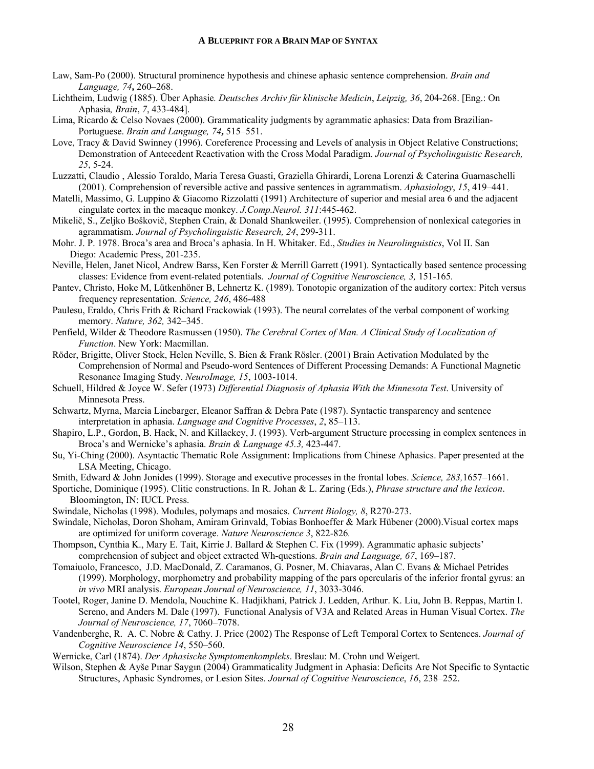Law, Sam-Po (2000). Structural prominence hypothesis and chinese aphasic sentence comprehension. *Brain and Language, 74***,** 260–268.

Lichtheim, Ludwig (1885). Über Aphasie*. Deutsches Archiv für klinische Medicin*, *Leipzig, 36*, 204-268. [Eng.: On Aphasia*, Brain*, *7*, 433-484].

Lima, Ricardo & Celso Novaes (2000). Grammaticality judgments by agrammatic aphasics: Data from Brazilian-Portuguese. *Brain and Language, 74***,** 515–551.

Love, Tracy & David Swinney (1996). Coreference Processing and Levels of analysis in Object Relative Constructions; Demonstration of Antecedent Reactivation with the Cross Modal Paradigm. *Journal of Psycholinguistic Research, 25*, 5-24.

Luzzatti, Claudio , Alessio Toraldo, Maria Teresa Guasti, Graziella Ghirardi, Lorena Lorenzi & Caterina Guarnaschelli (2001). Comprehension of reversible active and passive sentences in agrammatism. *Aphasiology*, *15*, 419–441.

Matelli, Massimo, G. Luppino & Giacomo Rizzolatti (1991) Architecture of superior and mesial area 6 and the adjacent cingulate cortex in the macaque monkey. *J.Comp.Neurol. 311*:445-462.

Mikelič, S., Zeljko Boškovič, Stephen Crain, & Donald Shankweiler. (1995). Comprehension of nonlexical categories in agrammatism. *Journal of Psycholinguistic Research, 24*, 299-311.

Mohr. J. P. 1978. Broca's area and Broca's aphasia. In H. Whitaker. Ed., *Studies in Neurolinguistics*, Vol II. San Diego: Academic Press, 201-235.

Neville, Helen, Janet Nicol, Andrew Barss, Ken Forster & Merrill Garrett (1991). Syntactically based sentence processing classes: Evidence from event-related potentials. *Journal of Cognitive Neuroscience, 3,* 151-165*.*

Pantev, Christo, Hoke M, Lütkenhöner B, Lehnertz K. (1989). Tonotopic organization of the auditory cortex: Pitch versus frequency representation. *Science, 246*, 486-488

Paulesu, Eraldo, Chris Frith & Richard Frackowiak (1993). The neural correlates of the verbal component of working memory. *Nature, 362,* 342–345.

Penfield, Wilder & Theodore Rasmussen (1950). *The Cerebral Cortex of Man. A Clinical Study of Localization of Function*. New York: Macmillan.

Röder, Brigitte, Oliver Stock, Helen Neville, S. Bien & Frank Rösler. (2001) Brain Activation Modulated by the Comprehension of Normal and Pseudo-word Sentences of Different Processing Demands: A Functional Magnetic Resonance Imaging Study. *NeuroImage, 15*, 1003-1014.

Schuell, Hildred & Joyce W. Sefer (1973) *Differential Diagnosis of Aphasia With the Minnesota Test*. University of Minnesota Press.

Schwartz, Myrna, Marcia Linebarger, Eleanor Saffran & Debra Pate (1987). Syntactic transparency and sentence interpretation in aphasia. *Language and Cognitive Processes*, *2*, 85–113.

Shapiro, L.P., Gordon, B. Hack, N. and Killackey, J. (1993). Verb-argument Structure processing in complex sentences in Broca's and Wernicke's aphasia. *Brain & Language 45.3,* 423-447.

Su, Yi-Ching (2000). Asyntactic Thematic Role Assignment: Implications from Chinese Aphasics. Paper presented at the LSA Meeting, Chicago.

Smith, Edward & John Jonides (1999). Storage and executive processes in the frontal lobes. *Science, 283,*1657–1661.

Sportiche, Dominique (1995). Clitic constructions. In R. Johan & L. Zaring (Eds.), *Phrase structure and the lexicon*. Bloomington, IN: IUCL Press.

Swindale, Nicholas (1998). Modules, polymaps and mosaics. *Current Biology, 8*, R270-273.

Swindale, Nicholas, Doron Shoham, Amiram Grinvald, Tobias Bonhoeffer & Mark Hübener (2000).Visual cortex maps are optimized for uniform coverage. *Nature Neuroscience 3*, 822-826*.*

Thompson, Cynthia K., Mary E. Tait, Kirrie J. Ballard & Stephen C. Fix (1999). Agrammatic aphasic subjects' comprehension of subject and object extracted Wh-questions. *Brain and Language, 67*, 169–187.

Tomaiuolo, Francesco, J.D. MacDonald, Z. Caramanos, G. Posner, M. Chiavaras, Alan C. Evans & Michael Petrides (1999). Morphology, morphometry and probability mapping of the pars opercularis of the inferior frontal gyrus: an *in vivo* MRI analysis. *European Journal of Neuroscience, 11*, 3033-3046.

Tootel, Roger, Janine D. Mendola, Nouchine K. Hadjikhani, Patrick J. Ledden, Arthur. K. Liu, John B. Reppas, Martin I. Sereno, and Anders M. Dale (1997). Functional Analysis of V3A and Related Areas in Human Visual Cortex. *The Journal of Neuroscience, 17*, 7060–7078.

Vandenberghe, R. A. C. Nobre & Cathy. J. Price (2002) The Response of Left Temporal Cortex to Sentences. *Journal of Cognitive Neuroscience 14*, 550–560.

Wernicke, Carl (1874). *Der Aphasische Symptomenkompleks*. Breslau: M. Crohn und Weigert.

Wilson, Stephen & Ayše Pınar Saygın (2004) Grammaticality Judgment in Aphasia: Deficits Are Not Specific to Syntactic Structures, Aphasic Syndromes, or Lesion Sites. *Journal of Cognitive Neuroscience*, *16*, 238–252.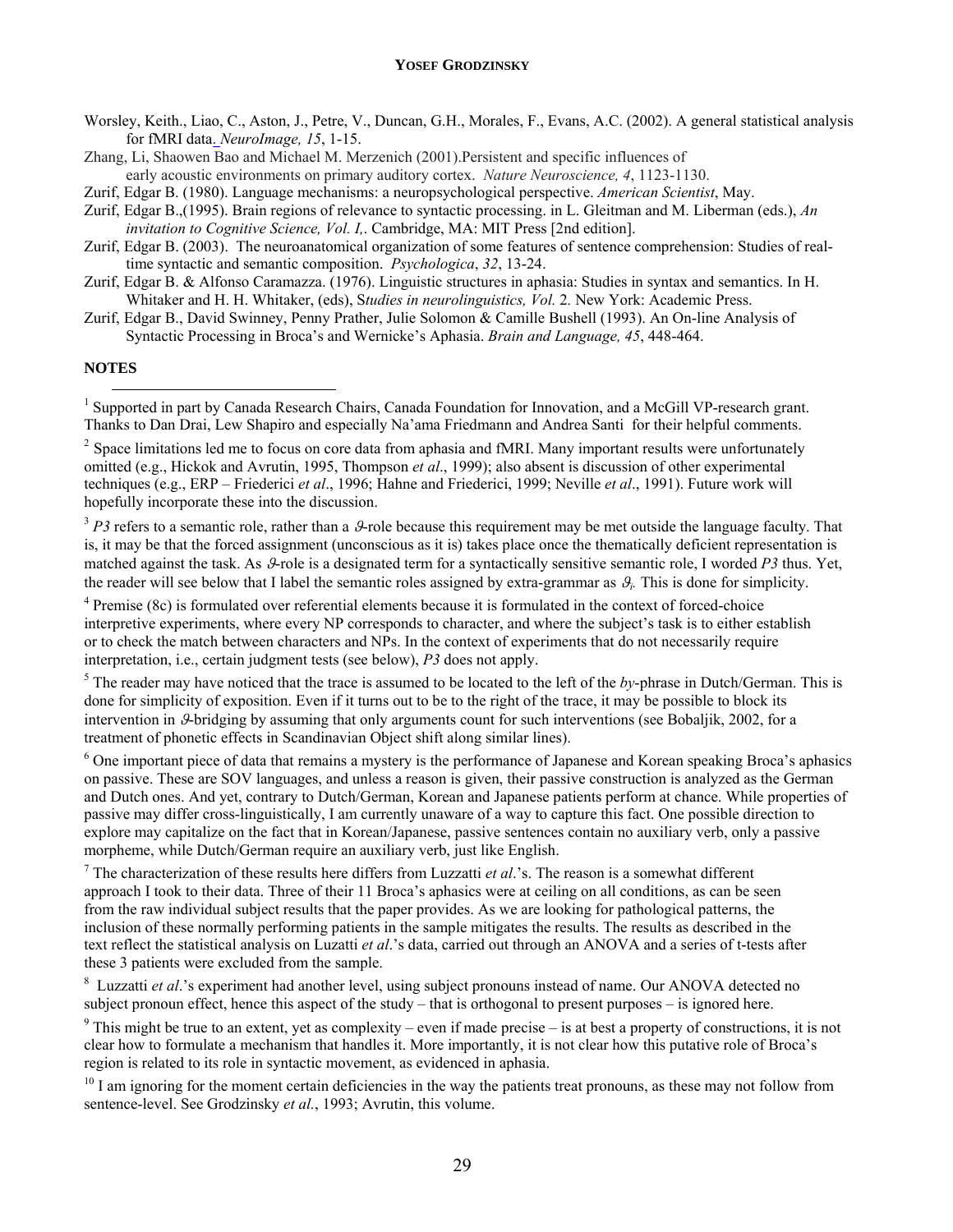Worsley, Keith., Liao, C., Aston, J., Petre, V., Duncan, G.H., Morales, F., Evans, A.C. (2002). A general statistical analysis for fMRI data. *NeuroImage, 15*, 1-15.

Zhang, Li, Shaowen Bao and Michael M. Merzenich (2001).Persistent and specific influences of early acoustic environments on primary auditory cortex. *Nature Neuroscience, 4*, 1123-1130.

Zurif, Edgar B. (1980). Language mechanisms: a neuropsychological perspective. *American Scientist*, May.

Zurif, Edgar B.,(1995). Brain regions of relevance to syntactic processing. in L. Gleitman and M. Liberman (eds.), *An invitation to Cognitive Science, Vol. I,*. Cambridge, MA: MIT Press [2nd edition].

Zurif, Edgar B. (2003). The neuroanatomical organization of some features of sentence comprehension: Studies of real-time syntactic and semantic composition. *Psychologica*, *32*, 13-24.

Zurif, Edgar B. & Alfonso Caramazza. (1976). Linguistic structures in aphasia: Studies in syntax and semantics. In H. Whitaker and H. H. Whitaker, (eds), S*tudies in neurolinguistics, Vol.* 2*.* New York: Academic Press.

Zurif, Edgar B., David Swinney, Penny Prather, Julie Solomon & Camille Bushell (1993). An On-line Analysis of Syntactic Processing in Broca's and Wernicke's Aphasia. *Brain and Language, 45*, 448-464.

## NOTES

[1] Supported in part by Canada Research Chairs, Canada Foundation for Innovation, and a McGill VP-research grant. Thanks to Dan Drai, Lew Shapiro and especially Na'ama Friedmann and Andrea Santi for their helpful comments.

[2] Space limitations led me to focus on core data from aphasia and fMRI. Many important results were unfortunately omitted (e.g., Hickok and Avrutin, 1995, Thompson *et al*., 1999); also absent is discussion of other experimental techniques (e.g., ERP – Friederici *et al*., 1996; Hahne and Friederici, 1999; Neville *et al*., 1991). Future work will hopefully incorporate these into the discussion.

[3] *P3* refers to a semantic role, rather than a $\vartheta$-role because this requirement may be met outside the language faculty. That is, it may be that the forced assignment (unconscious as it is) takes place once the thematically deficient representation is matched against the task. As $\vartheta$-role is a designated term for a syntactically sensitive semantic role, I worded *P3* thus. Yet, the reader will see below that I label the semantic roles assigned by extra-grammar as $\vartheta_i$. This is done for simplicity.

[4] Premise (8c) is formulated over referential elements because it is formulated in the context of forced-choice interpretive experiments, where every NP corresponds to character, and where the subject's task is to either establish or to check the match between characters and NPs. In the context of experiments that do not necessarily require interpretation, i.e., certain judgment tests (see below), *P3* does not apply.

[5] The reader may have noticed that the trace is assumed to be located to the left of the *by*-phrase in Dutch/German. This is done for simplicity of exposition. Even if it turns out to be to the right of the trace, it may be possible to block its intervention in $\vartheta$-bridging by assuming that only arguments count for such interventions (see Bobaljik, 2002, for a treatment of phonetic effects in Scandinavian Object shift along similar lines).

[6] One important piece of data that remains a mystery is the performance of Japanese and Korean speaking Broca's aphasics on passive. These are SOV languages, and unless a reason is given, their passive construction is analyzed as the German and Dutch ones. And yet, contrary to Dutch/German, Korean and Japanese patients perform at chance. While properties of passive may differ cross-linguistically, I am currently unaware of a way to capture this fact. One possible direction to explore may capitalize on the fact that in Korean/Japanese, passive sentences contain no auxiliary verb, only a passive morpheme, while Dutch/German require an auxiliary verb, just like English.

[7] The characterization of these results here differs from Luzzatti *et al*.'s. The reason is a somewhat different approach I took to their data. Three of their 11 Broca's aphasics were at ceiling on all conditions, as can be seen from the raw individual subject results that the paper provides. As we are looking for pathological patterns, the inclusion of these normally performing patients in the sample mitigates the results. The results as described in the text reflect the statistical analysis on Luzatti *et al*.'s data, carried out through an ANOVA and a series of t-tests after these 3 patients were excluded from the sample.

[8] Luzzatti *et al*.'s experiment had another level, using subject pronouns instead of name. Our ANOVA detected no subject pronoun effect, hence this aspect of the study – that is orthogonal to present purposes – is ignored here.

[9] This might be true to an extent, yet as complexity – even if made precise – is at best a property of constructions, it is not clear how to formulate a mechanism that handles it. More importantly, it is not clear how this putative role of Broca's region is related to its role in syntactic movement, as evidenced in aphasia.

[10] I am ignoring for the moment certain deficiencies in the way the patients treat pronouns, as these may not follow from sentence-level. See Grodzinsky *et al.*, 1993; Avrutin, this volume.